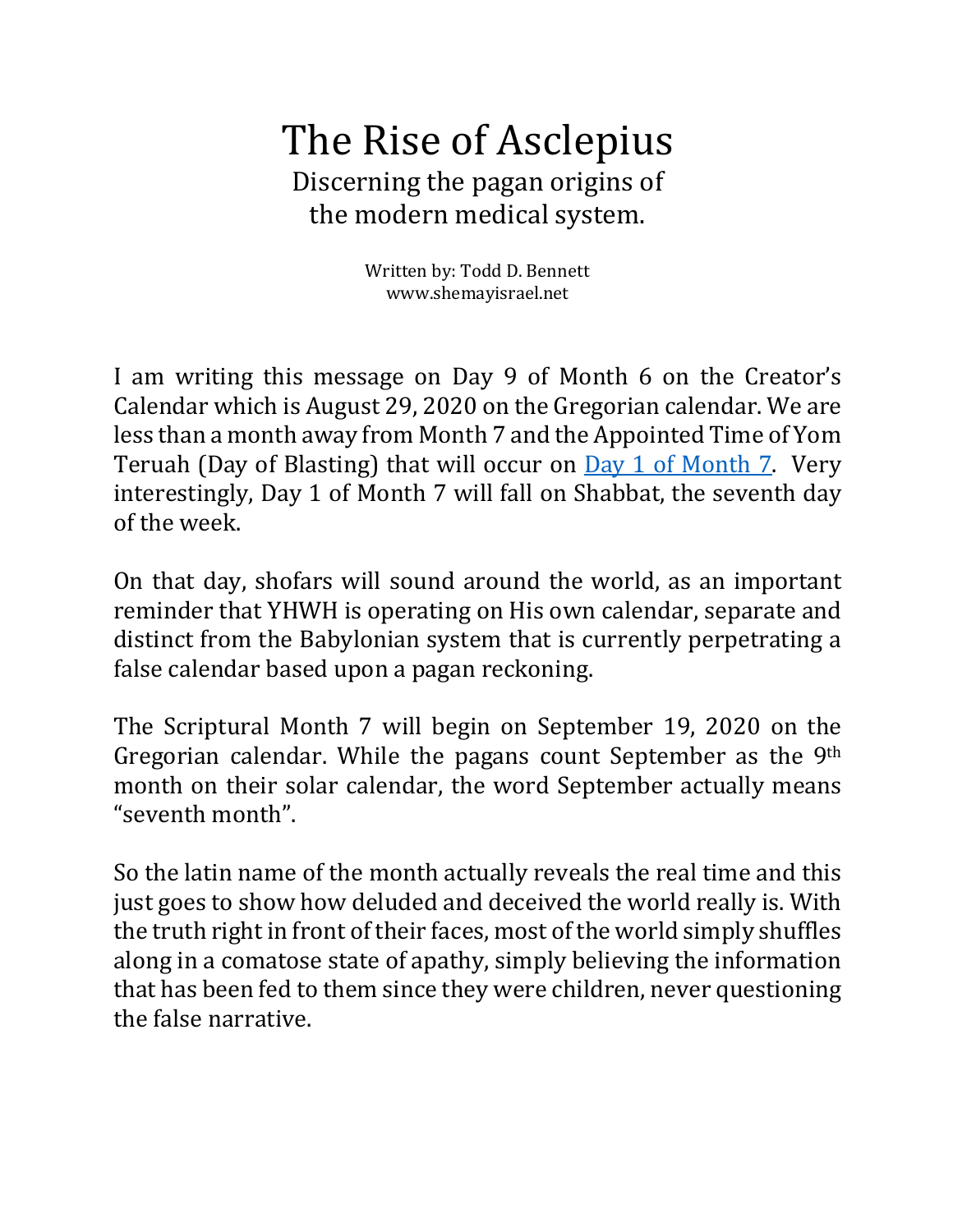# The Rise of Asclepius

Discerning the pagan origins of the modern medical system.

Written by: Todd D. Bennett
www.shemayisrael.net

I am writing this message on Day 9 of Month 6 on the Creator's Calendar which is August 29, 2020 on the Gregorian calendar. We are less than a month away from Month 7 and the Appointed Time of Yom Teruah (Day of Blasting) that will occur on Day 1 of Month 7. Very interestingly, Day 1 of Month 7 will fall on Shabbat, the seventh day of the week.

On that day, shofars will sound around the world, as an important reminder that YHWH is operating on His own calendar, separate and distinct from the Babylonian system that is currently perpetrating a false calendar based upon a pagan reckoning.

The Scriptural Month 7 will begin on September 19, 2020 on the Gregorian calendar. While the pagans count September as the 9th month on their solar calendar, the word September actually means "seventh month".

So the latin name of the month actually reveals the real time and this just goes to show how deluded and deceived the world really is. With the truth right in front of their faces, most of the world simply shuffles along in a comatose state of apathy, simply believing the information that has been fed to them since they were children, never questioning the false narrative.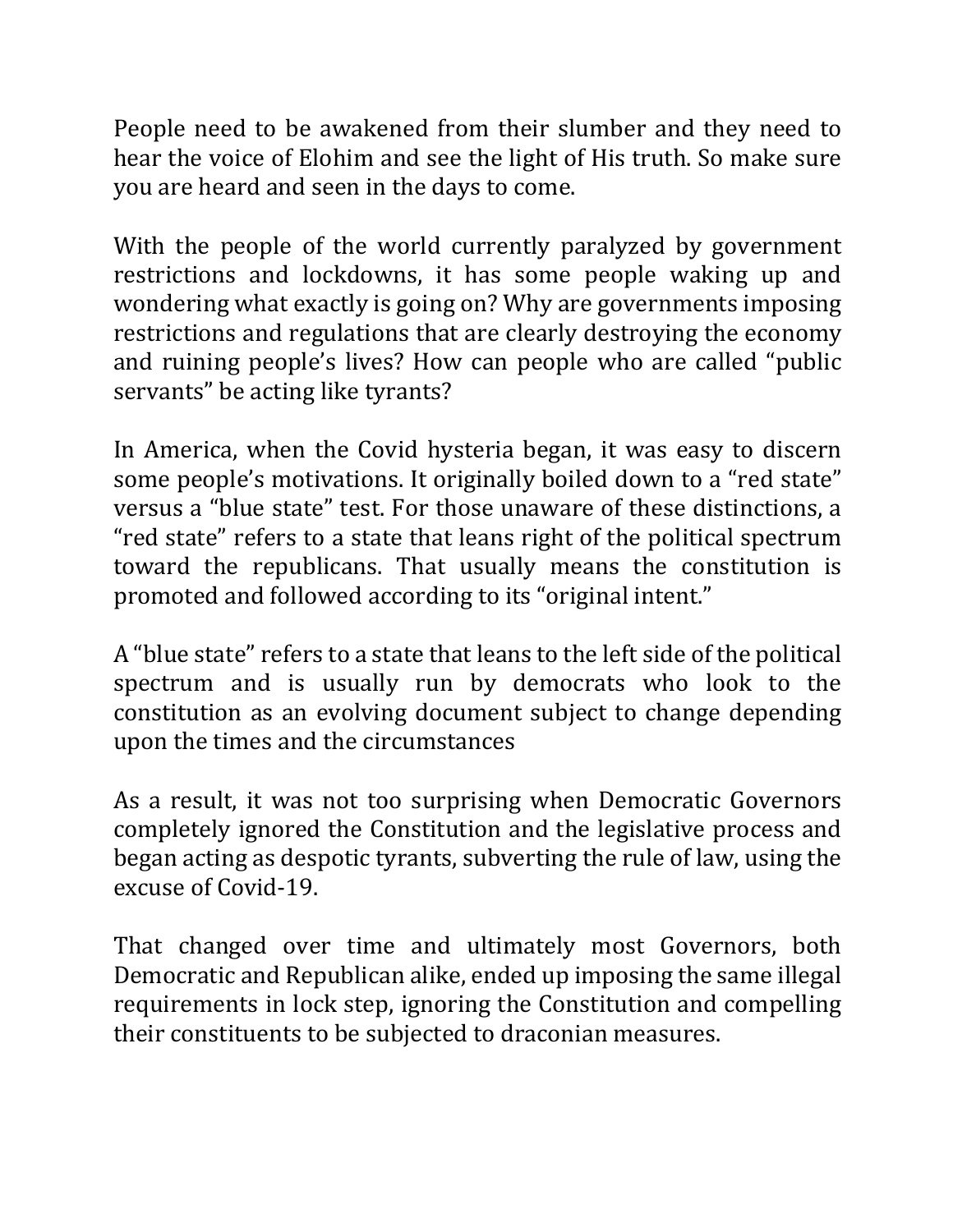People need to be awakened from their slumber and they need to hear the voice of Elohim and see the light of His truth. So make sure you are heard and seen in the days to come.

With the people of the world currently paralyzed by government restrictions and lockdowns, it has some people waking up and wondering what exactly is going on? Why are governments imposing restrictions and regulations that are clearly destroying the economy and ruining people's lives? How can people who are called "public servants" be acting like tyrants?

In America, when the Covid hysteria began, it was easy to discern some people's motivations. It originally boiled down to a "red state" versus a "blue state" test. For those unaware of these distinctions, a "red state" refers to a state that leans right of the political spectrum toward the republicans. That usually means the constitution is promoted and followed according to its "original intent."

A "blue state" refers to a state that leans to the left side of the political spectrum and is usually run by democrats who look to the constitution as an evolving document subject to change depending upon the times and the circumstances

As a result, it was not too surprising when Democratic Governors completely ignored the Constitution and the legislative process and began acting as despotic tyrants, subverting the rule of law, using the excuse of Covid-19.

That changed over time and ultimately most Governors, both Democratic and Republican alike, ended up imposing the same illegal requirements in lock step, ignoring the Constitution and compelling their constituents to be subjected to draconian measures.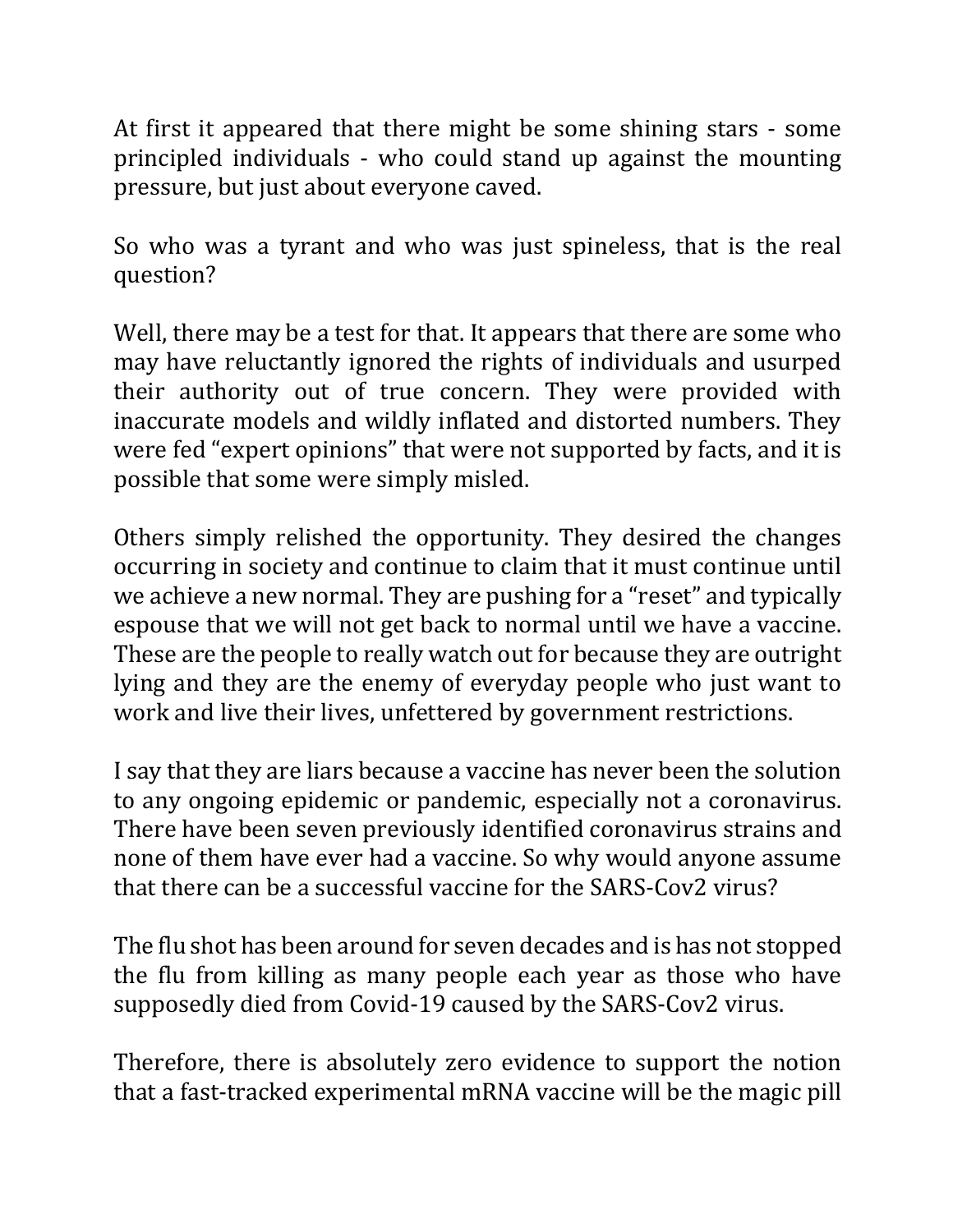At first it appeared that there might be some shining stars - some principled individuals - who could stand up against the mounting pressure, but just about everyone caved.

So who was a tyrant and who was just spineless, that is the real question?

Well, there may be a test for that. It appears that there are some who may have reluctantly ignored the rights of individuals and usurped their authority out of true concern. They were provided with inaccurate models and wildly inflated and distorted numbers. They were fed "expert opinions" that were not supported by facts, and it is possible that some were simply misled.

Others simply relished the opportunity. They desired the changes occurring in society and continue to claim that it must continue until we achieve a new normal. They are pushing for a "reset" and typically espouse that we will not get back to normal until we have a vaccine. These are the people to really watch out for because they are outright lying and they are the enemy of everyday people who just want to work and live their lives, unfettered by government restrictions.

I say that they are liars because a vaccine has never been the solution to any ongoing epidemic or pandemic, especially not a coronavirus. There have been seven previously identified coronavirus strains and none of them have ever had a vaccine. So why would anyone assume that there can be a successful vaccine for the SARS-Cov2 virus?

The flu shot has been around for seven decades and is has not stopped the flu from killing as many people each year as those who have supposedly died from Covid-19 caused by the SARS-Cov2 virus.

Therefore, there is absolutely zero evidence to support the notion that a fast-tracked experimental mRNA vaccine will be the magic pill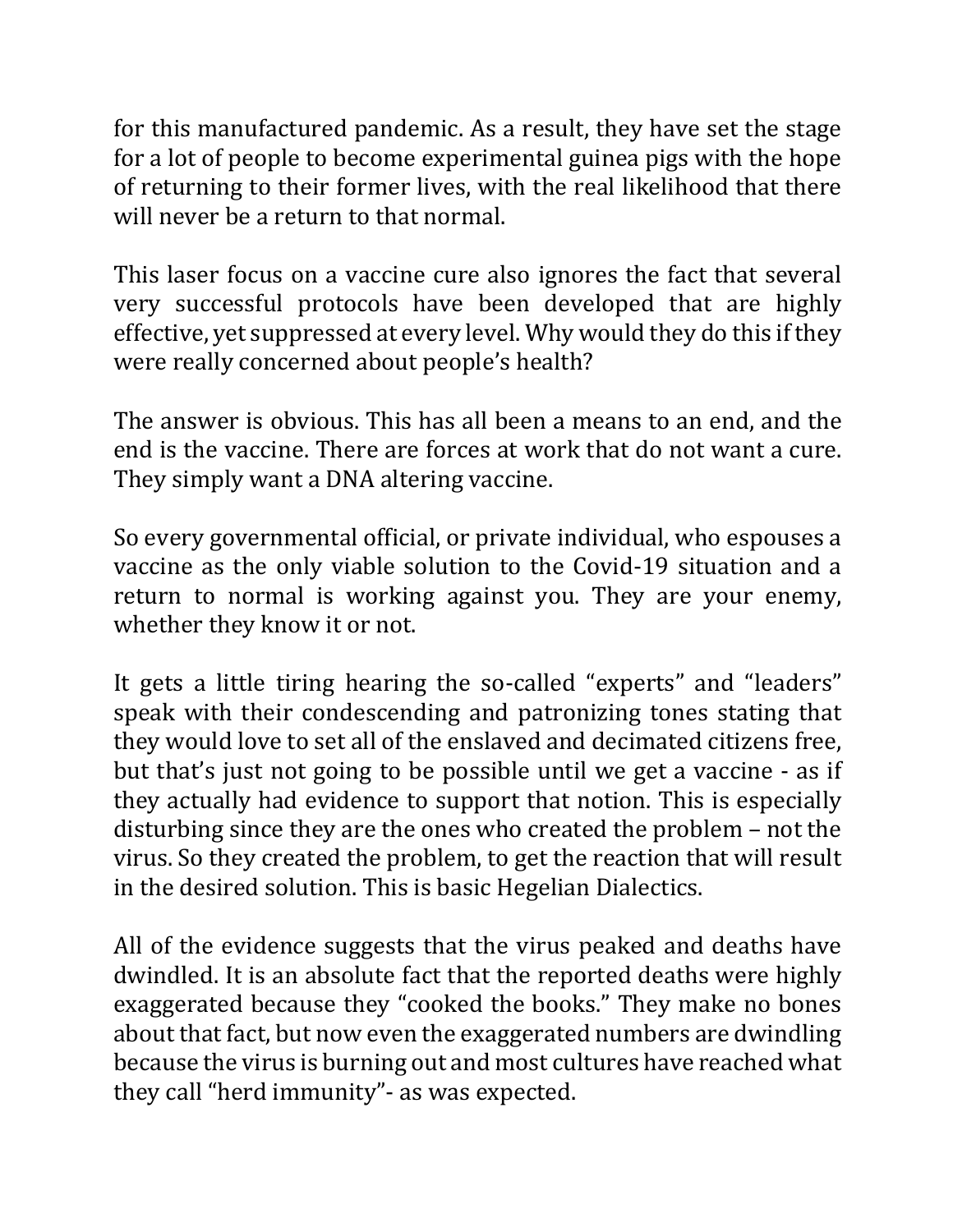for this manufactured pandemic. As a result, they have set the stage for a lot of people to become experimental guinea pigs with the hope of returning to their former lives, with the real likelihood that there will never be a return to that normal.

This laser focus on a vaccine cure also ignores the fact that several very successful protocols have been developed that are highly effective, yet suppressed at every level. Why would they do this if they were really concerned about people's health?

The answer is obvious. This has all been a means to an end, and the end is the vaccine. There are forces at work that do not want a cure. They simply want a DNA altering vaccine.

So every governmental official, or private individual, who espouses a vaccine as the only viable solution to the Covid-19 situation and a return to normal is working against you. They are your enemy, whether they know it or not.

It gets a little tiring hearing the so-called "experts" and "leaders" speak with their condescending and patronizing tones stating that they would love to set all of the enslaved and decimated citizens free, but that's just not going to be possible until we get a vaccine - as if they actually had evidence to support that notion. This is especially disturbing since they are the ones who created the problem – not the virus. So they created the problem, to get the reaction that will result in the desired solution. This is basic Hegelian Dialectics.

All of the evidence suggests that the virus peaked and deaths have dwindled. It is an absolute fact that the reported deaths were highly exaggerated because they "cooked the books." They make no bones about that fact, but now even the exaggerated numbers are dwindling because the virus is burning out and most cultures have reached what they call "herd immunity"- as was expected.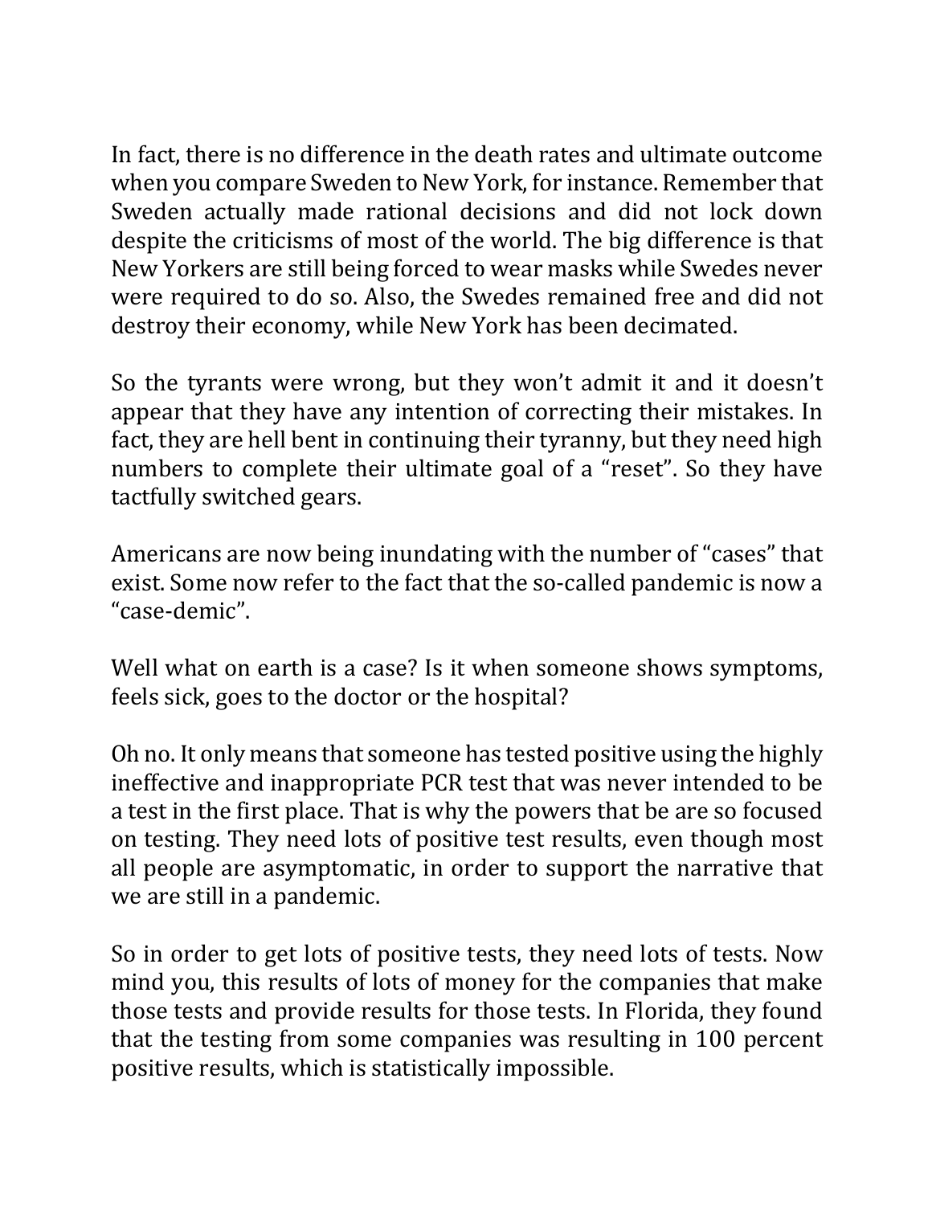In fact, there is no difference in the death rates and ultimate outcome when you compare Sweden to New York, for instance. Remember that Sweden actually made rational decisions and did not lock down despite the criticisms of most of the world. The big difference is that New Yorkers are still being forced to wear masks while Swedes never were required to do so. Also, the Swedes remained free and did not destroy their economy, while New York has been decimated.

So the tyrants were wrong, but they won't admit it and it doesn't appear that they have any intention of correcting their mistakes. In fact, they are hell bent in continuing their tyranny, but they need high numbers to complete their ultimate goal of a "reset". So they have tactfully switched gears.

Americans are now being inundating with the number of "cases" that exist. Some now refer to the fact that the so-called pandemic is now a "case-demic".

Well what on earth is a case? Is it when someone shows symptoms, feels sick, goes to the doctor or the hospital?

Oh no. It only means that someone has tested positive using the highly ineffective and inappropriate PCR test that was never intended to be a test in the first place. That is why the powers that be are so focused on testing. They need lots of positive test results, even though most all people are asymptomatic, in order to support the narrative that we are still in a pandemic.

So in order to get lots of positive tests, they need lots of tests. Now mind you, this results of lots of money for the companies that make those tests and provide results for those tests. In Florida, they found that the testing from some companies was resulting in 100 percent positive results, which is statistically impossible.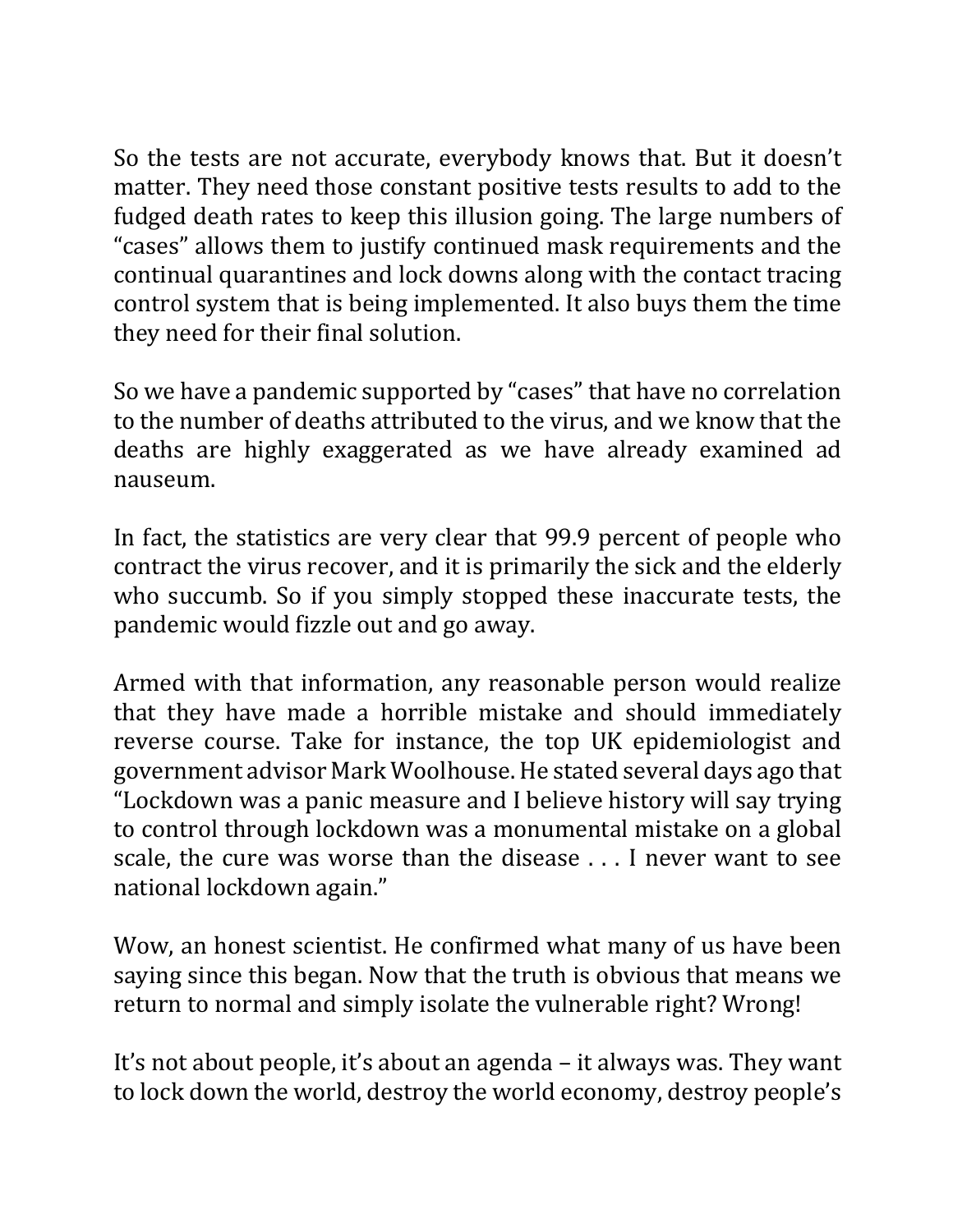So the tests are not accurate, everybody knows that. But it doesn't matter. They need those constant positive tests results to add to the fudged death rates to keep this illusion going. The large numbers of "cases" allows them to justify continued mask requirements and the continual quarantines and lock downs along with the contact tracing control system that is being implemented. It also buys them the time they need for their final solution.

So we have a pandemic supported by "cases" that have no correlation to the number of deaths attributed to the virus, and we know that the deaths are highly exaggerated as we have already examined ad nauseum.

In fact, the statistics are very clear that 99.9 percent of people who contract the virus recover, and it is primarily the sick and the elderly who succumb. So if you simply stopped these inaccurate tests, the pandemic would fizzle out and go away.

Armed with that information, any reasonable person would realize that they have made a horrible mistake and should immediately reverse course. Take for instance, the top UK epidemiologist and government advisor Mark Woolhouse. He stated several days ago that "Lockdown was a panic measure and I believe history will say trying to control through lockdown was a monumental mistake on a global scale, the cure was worse than the disease . . . I never want to see national lockdown again."

Wow, an honest scientist. He confirmed what many of us have been saying since this began. Now that the truth is obvious that means we return to normal and simply isolate the vulnerable right? Wrong!

It's not about people, it's about an agenda – it always was. They want to lock down the world, destroy the world economy, destroy people's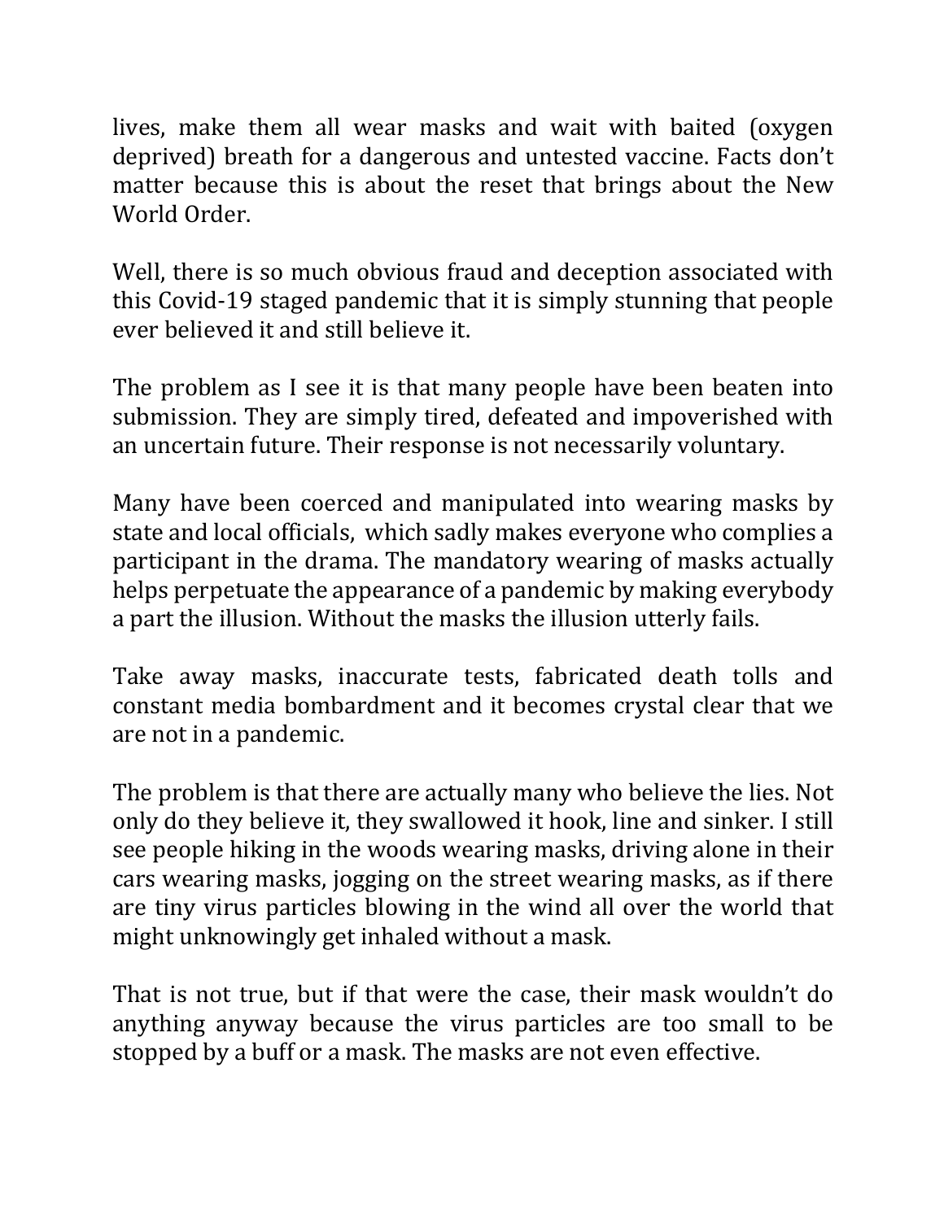lives, make them all wear masks and wait with baited (oxygen deprived) breath for a dangerous and untested vaccine. Facts don't matter because this is about the reset that brings about the New World Order.

Well, there is so much obvious fraud and deception associated with this Covid-19 staged pandemic that it is simply stunning that people ever believed it and still believe it.

The problem as I see it is that many people have been beaten into submission. They are simply tired, defeated and impoverished with an uncertain future. Their response is not necessarily voluntary.

Many have been coerced and manipulated into wearing masks by state and local officials, which sadly makes everyone who complies a participant in the drama. The mandatory wearing of masks actually helps perpetuate the appearance of a pandemic by making everybody a part the illusion. Without the masks the illusion utterly fails.

Take away masks, inaccurate tests, fabricated death tolls and constant media bombardment and it becomes crystal clear that we are not in a pandemic.

The problem is that there are actually many who believe the lies. Not only do they believe it, they swallowed it hook, line and sinker. I still see people hiking in the woods wearing masks, driving alone in their cars wearing masks, jogging on the street wearing masks, as if there are tiny virus particles blowing in the wind all over the world that might unknowingly get inhaled without a mask.

That is not true, but if that were the case, their mask wouldn't do anything anyway because the virus particles are too small to be stopped by a buff or a mask. The masks are not even effective.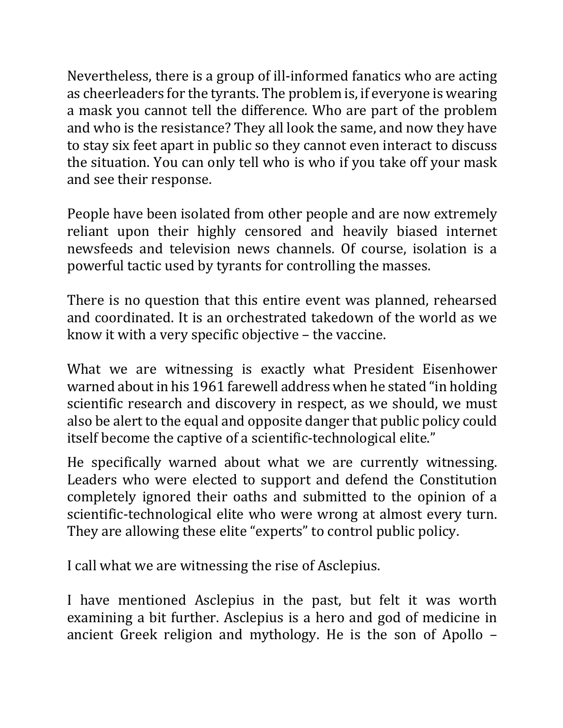Nevertheless, there is a group of ill-informed fanatics who are acting as cheerleaders for the tyrants. The problem is, if everyone is wearing a mask you cannot tell the difference. Who are part of the problem and who is the resistance? They all look the same, and now they have to stay six feet apart in public so they cannot even interact to discuss the situation. You can only tell who is who if you take off your mask and see their response.

People have been isolated from other people and are now extremely reliant upon their highly censored and heavily biased internet newsfeeds and television news channels. Of course, isolation is a powerful tactic used by tyrants for controlling the masses.

There is no question that this entire event was planned, rehearsed and coordinated. It is an orchestrated takedown of the world as we know it with a very specific objective – the vaccine.

What we are witnessing is exactly what President Eisenhower warned about in his 1961 farewell address when he stated "in holding scientific research and discovery in respect, as we should, we must also be alert to the equal and opposite danger that public policy could itself become the captive of a scientific-technological elite."

He specifically warned about what we are currently witnessing. Leaders who were elected to support and defend the Constitution completely ignored their oaths and submitted to the opinion of a scientific-technological elite who were wrong at almost every turn. They are allowing these elite "experts" to control public policy.

I call what we are witnessing the rise of Asclepius.

I have mentioned Asclepius in the past, but felt it was worth examining a bit further. Asclepius is a hero and god of medicine in ancient Greek religion and mythology. He is the son of Apollo –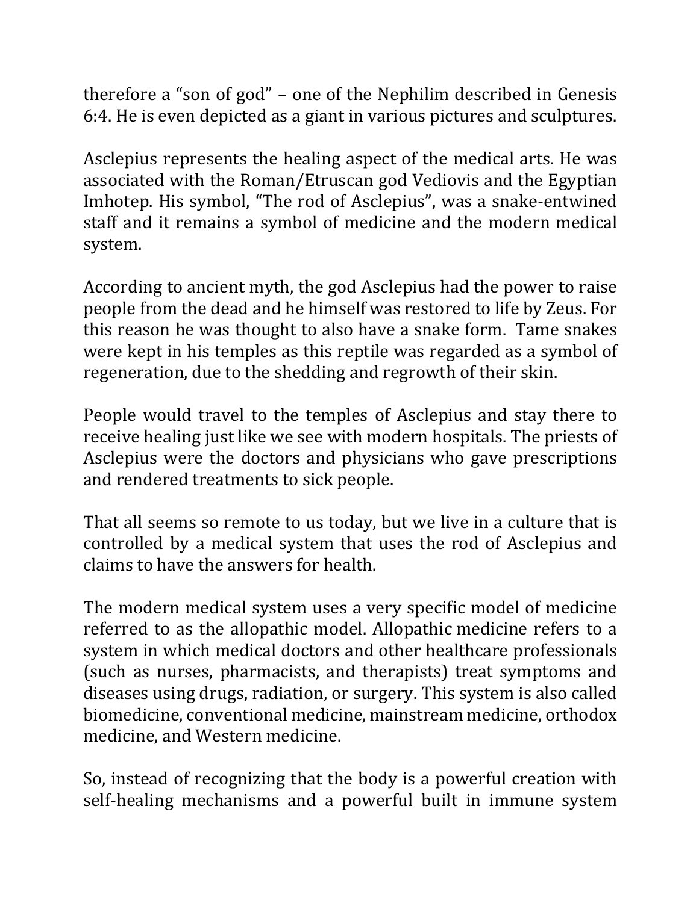therefore a “son of god” – one of the Nephilim described in Genesis 6:4. He is even depicted as a giant in various pictures and sculptures.

Asclepius represents the healing aspect of the medical arts. He was associated with the Roman/Etruscan god Vediovis and the Egyptian Imhotep. His symbol, “The rod of Asclepius”, was a snake-entwined staff and it remains a symbol of medicine and the modern medical system.

According to ancient myth, the god Asclepius had the power to raise people from the dead and he himself was restored to life by Zeus. For this reason he was thought to also have a snake form. Tame snakes were kept in his temples as this reptile was regarded as a symbol of regeneration, due to the shedding and regrowth of their skin.

People would travel to the temples of Asclepius and stay there to receive healing just like we see with modern hospitals. The priests of Asclepius were the doctors and physicians who gave prescriptions and rendered treatments to sick people.

That all seems so remote to us today, but we live in a culture that is controlled by a medical system that uses the rod of Asclepius and claims to have the answers for health.

The modern medical system uses a very specific model of medicine referred to as the allopathic model. Allopathic medicine refers to a system in which medical doctors and other healthcare professionals (such as nurses, pharmacists, and therapists) treat symptoms and diseases using drugs, radiation, or surgery. This system is also called biomedicine, conventional medicine, mainstream medicine, orthodox medicine, and Western medicine.

So, instead of recognizing that the body is a powerful creation with self-healing mechanisms and a powerful built in immune system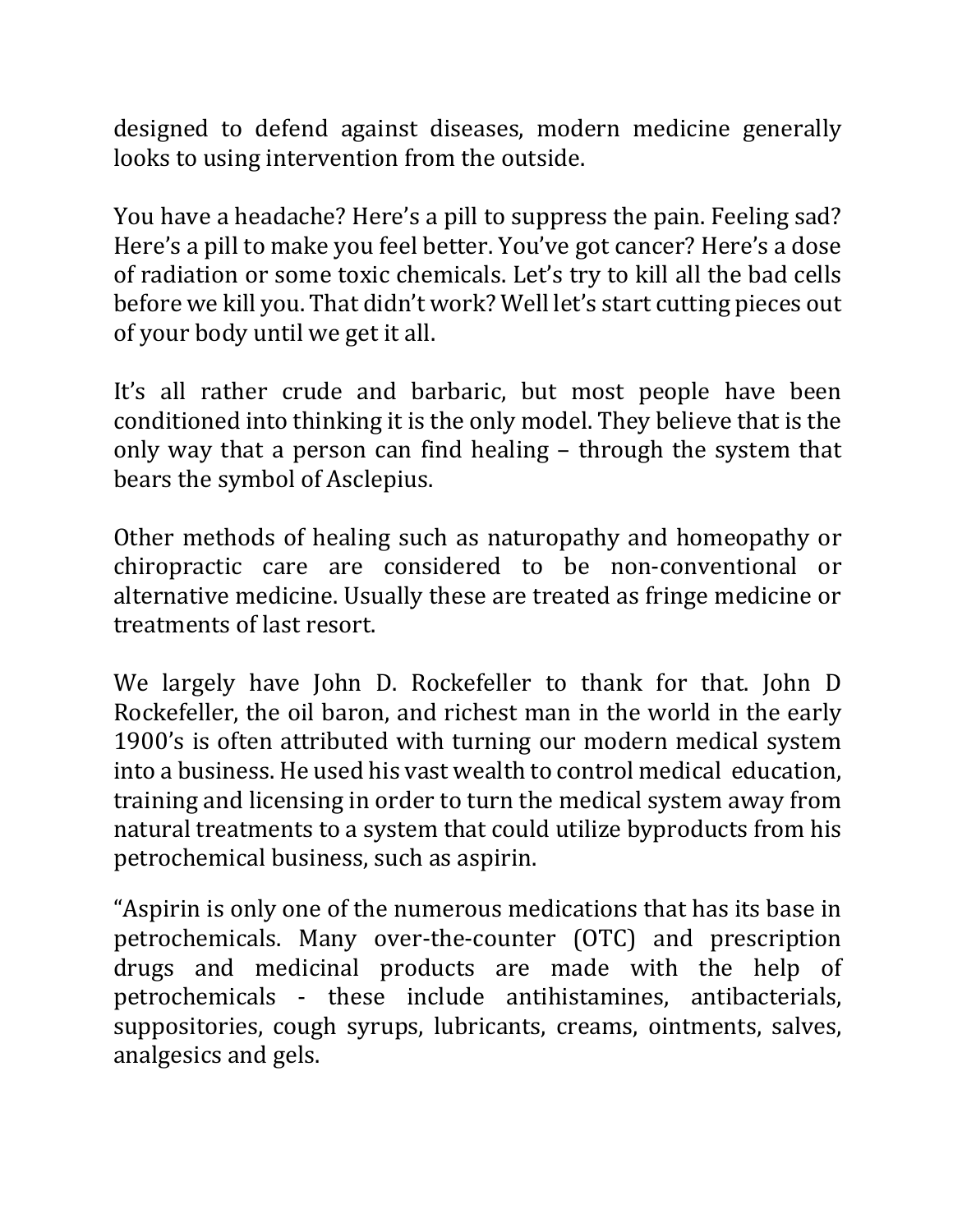designed to defend against diseases, modern medicine generally looks to using intervention from the outside.

You have a headache? Here's a pill to suppress the pain. Feeling sad? Here's a pill to make you feel better. You've got cancer? Here's a dose of radiation or some toxic chemicals. Let's try to kill all the bad cells before we kill you. That didn't work? Well let's start cutting pieces out of your body until we get it all.

It's all rather crude and barbaric, but most people have been conditioned into thinking it is the only model. They believe that is the only way that a person can find healing – through the system that bears the symbol of Asclepius.

Other methods of healing such as naturopathy and homeopathy or chiropractic care are considered to be non-conventional or alternative medicine. Usually these are treated as fringe medicine or treatments of last resort.

We largely have John D. Rockefeller to thank for that. John D Rockefeller, the oil baron, and richest man in the world in the early 1900's is often attributed with turning our modern medical system into a business. He used his vast wealth to control medical education, training and licensing in order to turn the medical system away from natural treatments to a system that could utilize byproducts from his petrochemical business, such as aspirin.

"Aspirin is only one of the numerous medications that has its base in petrochemicals. Many over-the-counter (OTC) and prescription drugs and medicinal products are made with the help of petrochemicals - these include antihistamines, antibacterials, suppositories, cough syrups, lubricants, creams, ointments, salves, analgesics and gels.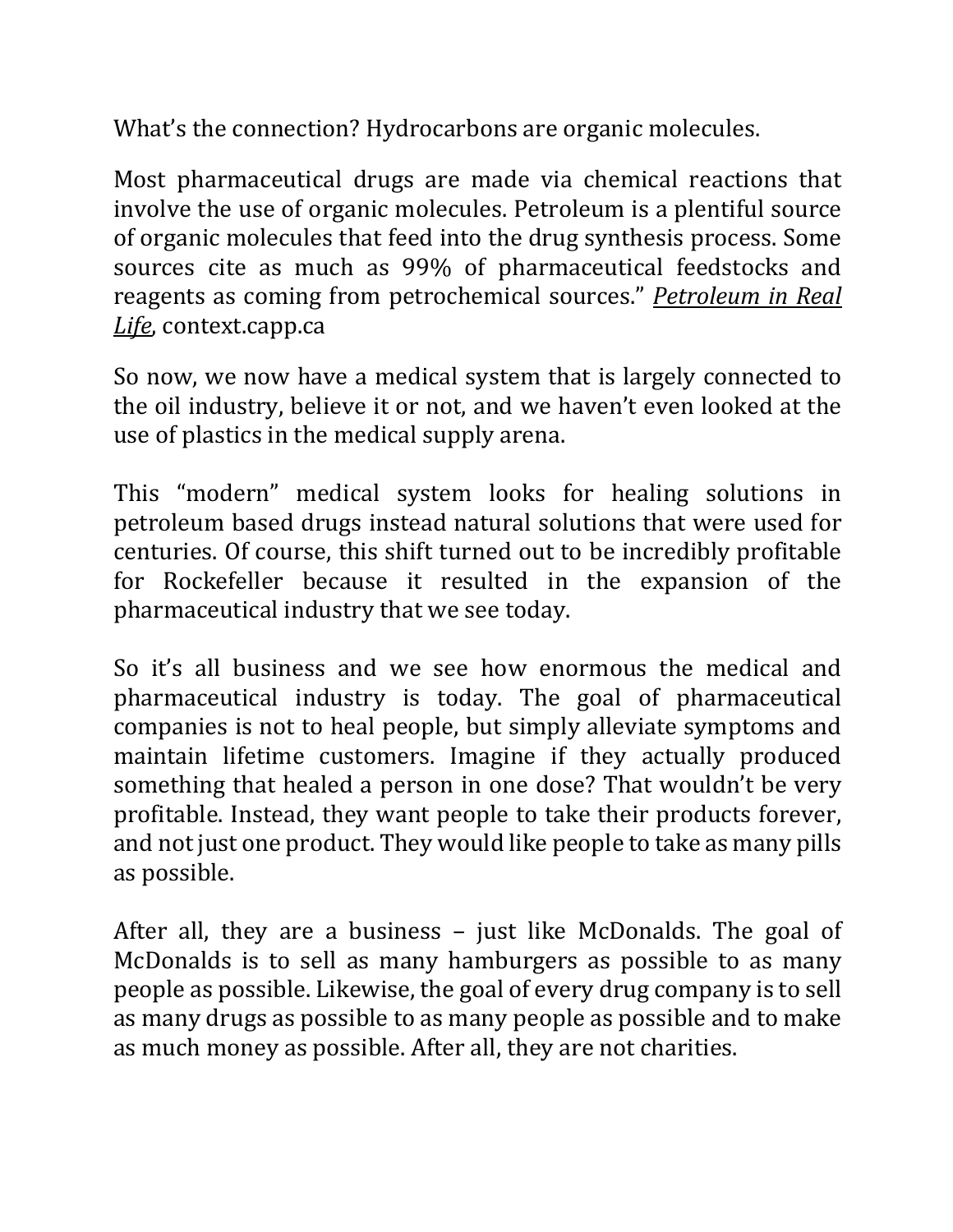What's the connection? Hydrocarbons are organic molecules.

Most pharmaceutical drugs are made via chemical reactions that involve the use of organic molecules. Petroleum is a plentiful source of organic molecules that feed into the drug synthesis process. Some sources cite as much as 99% of pharmaceutical feedstocks and reagents as coming from petrochemical sources." *Petroleum in Real Life*, context.capp.ca

So now, we now have a medical system that is largely connected to the oil industry, believe it or not, and we haven't even looked at the use of plastics in the medical supply arena.

This "modern" medical system looks for healing solutions in petroleum based drugs instead natural solutions that were used for centuries. Of course, this shift turned out to be incredibly profitable for Rockefeller because it resulted in the expansion of the pharmaceutical industry that we see today.

So it's all business and we see how enormous the medical and pharmaceutical industry is today. The goal of pharmaceutical companies is not to heal people, but simply alleviate symptoms and maintain lifetime customers. Imagine if they actually produced something that healed a person in one dose? That wouldn't be very profitable. Instead, they want people to take their products forever, and not just one product. They would like people to take as many pills as possible.

After all, they are a business – just like McDonalds. The goal of McDonalds is to sell as many hamburgers as possible to as many people as possible. Likewise, the goal of every drug company is to sell as many drugs as possible to as many people as possible and to make as much money as possible. After all, they are not charities.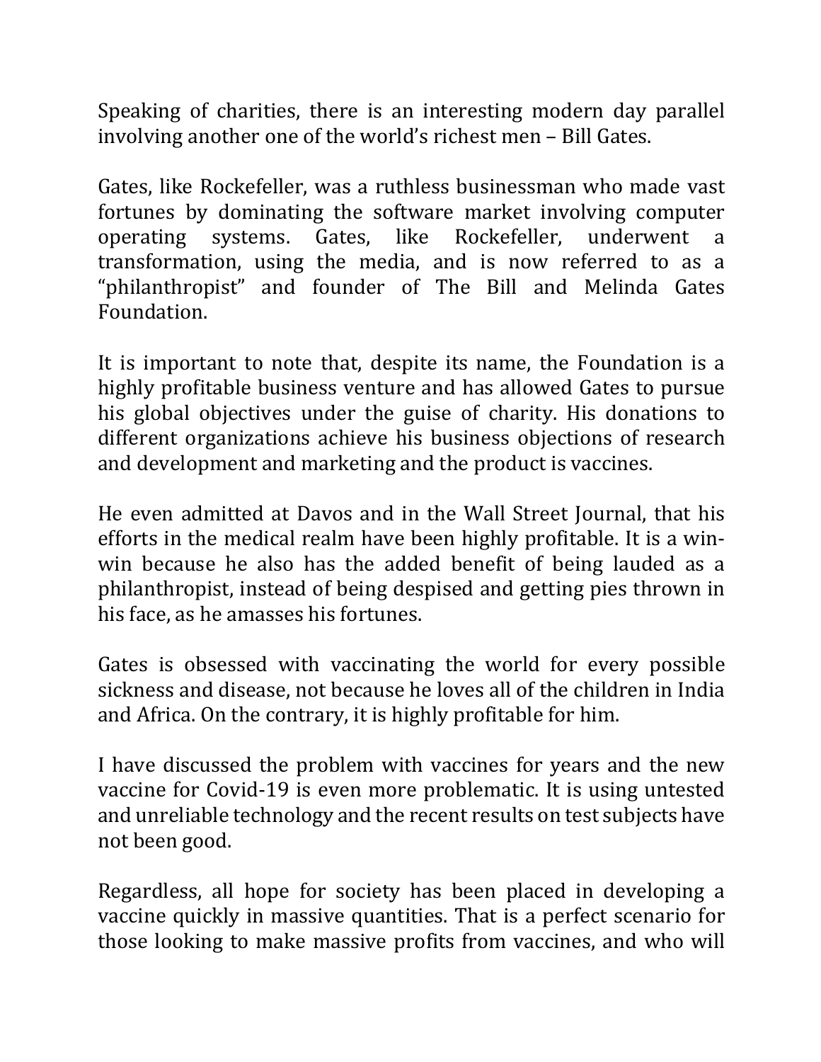Speaking of charities, there is an interesting modern day parallel involving another one of the world's richest men – Bill Gates.

Gates, like Rockefeller, was a ruthless businessman who made vast fortunes by dominating the software market involving computer operating systems. Gates, like Rockefeller, underwent a transformation, using the media, and is now referred to as a "philanthropist" and founder of The Bill and Melinda Gates Foundation.

It is important to note that, despite its name, the Foundation is a highly profitable business venture and has allowed Gates to pursue his global objectives under the guise of charity. His donations to different organizations achieve his business objections of research and development and marketing and the product is vaccines.

He even admitted at Davos and in the Wall Street Journal, that his efforts in the medical realm have been highly profitable. It is a win-win because he also has the added benefit of being lauded as a philanthropist, instead of being despised and getting pies thrown in his face, as he amasses his fortunes.

Gates is obsessed with vaccinating the world for every possible sickness and disease, not because he loves all of the children in India and Africa. On the contrary, it is highly profitable for him.

I have discussed the problem with vaccines for years and the new vaccine for Covid-19 is even more problematic. It is using untested and unreliable technology and the recent results on test subjects have not been good.

Regardless, all hope for society has been placed in developing a vaccine quickly in massive quantities. That is a perfect scenario for those looking to make massive profits from vaccines, and who will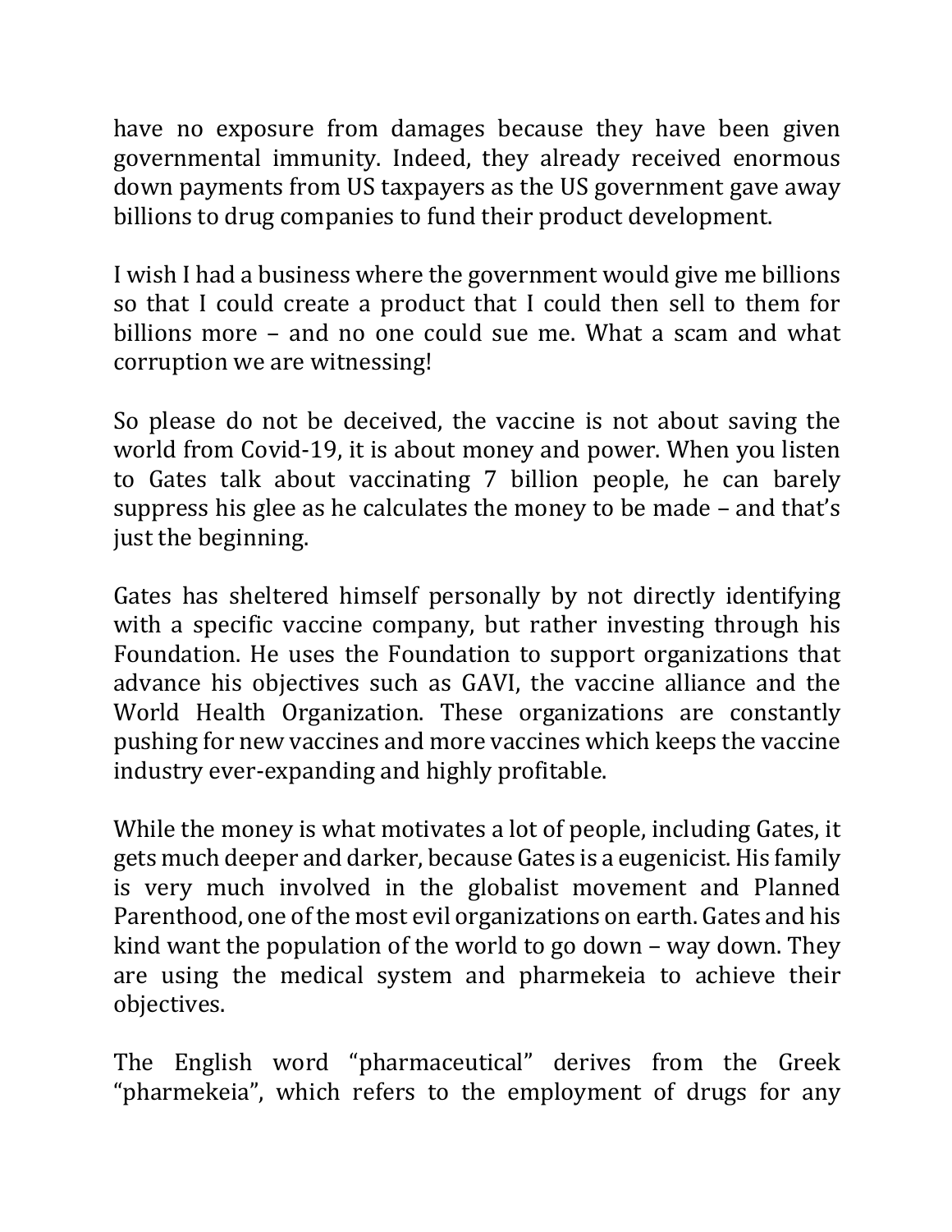have no exposure from damages because they have been given governmental immunity. Indeed, they already received enormous down payments from US taxpayers as the US government gave away billions to drug companies to fund their product development.

I wish I had a business where the government would give me billions so that I could create a product that I could then sell to them for billions more – and no one could sue me. What a scam and what corruption we are witnessing!

So please do not be deceived, the vaccine is not about saving the world from Covid-19, it is about money and power. When you listen to Gates talk about vaccinating 7 billion people, he can barely suppress his glee as he calculates the money to be made – and that's just the beginning.

Gates has sheltered himself personally by not directly identifying with a specific vaccine company, but rather investing through his Foundation. He uses the Foundation to support organizations that advance his objectives such as GAVI, the vaccine alliance and the World Health Organization. These organizations are constantly pushing for new vaccines and more vaccines which keeps the vaccine industry ever-expanding and highly profitable.

While the money is what motivates a lot of people, including Gates, it gets much deeper and darker, because Gates is a eugenicist. His family is very much involved in the globalist movement and Planned Parenthood, one of the most evil organizations on earth. Gates and his kind want the population of the world to go down – way down. They are using the medical system and pharmekeia to achieve their objectives.

The English word "pharmaceutical" derives from the Greek "pharmekeia", which refers to the employment of drugs for any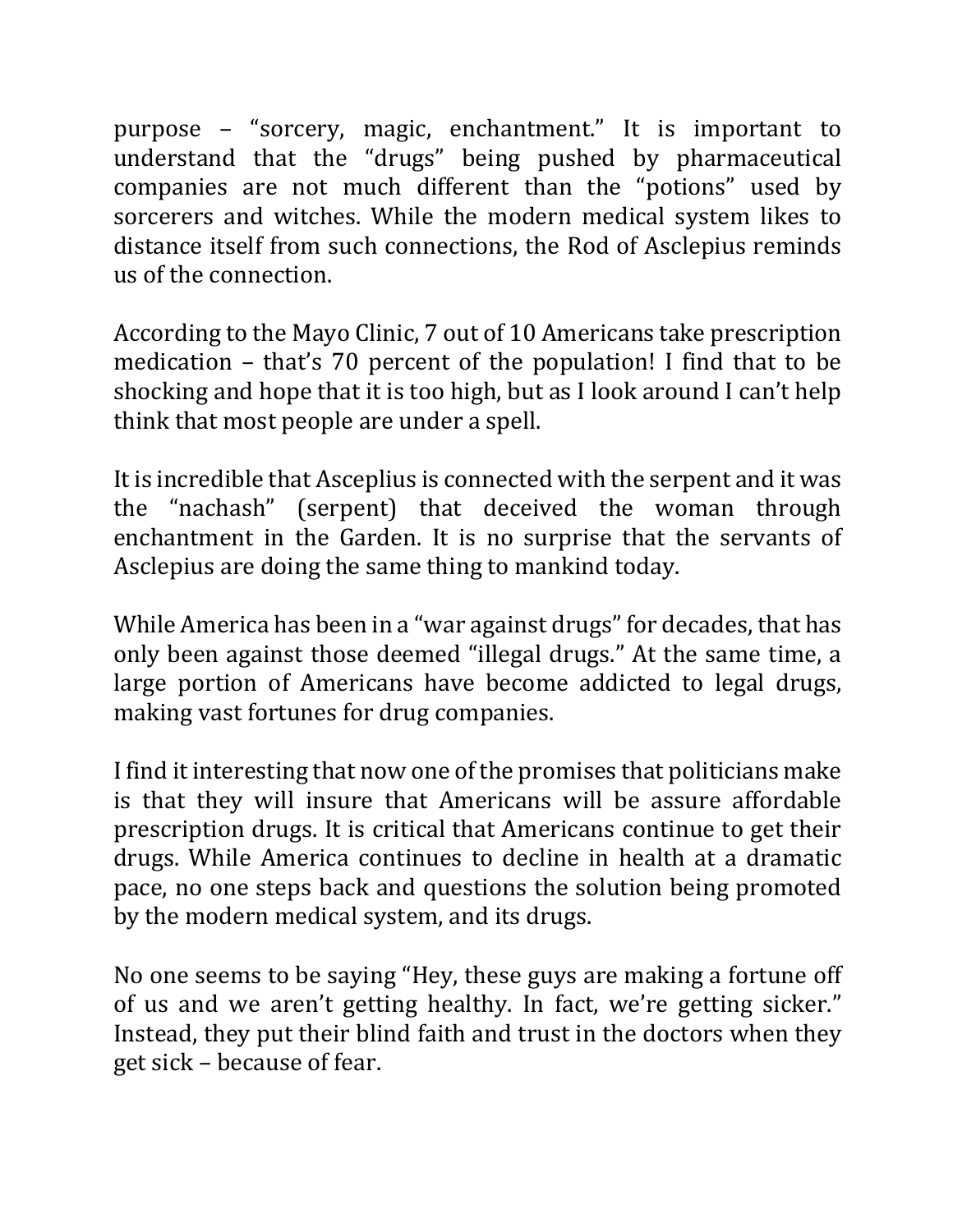purpose – "sorcery, magic, enchantment." It is important to understand that the "drugs" being pushed by pharmaceutical companies are not much different than the "potions" used by sorcerers and witches. While the modern medical system likes to distance itself from such connections, the Rod of Asclepius reminds us of the connection.

According to the Mayo Clinic, 7 out of 10 Americans take prescription medication – that's 70 percent of the population! I find that to be shocking and hope that it is too high, but as I look around I can't help think that most people are under a spell.

It is incredible that Asceplius is connected with the serpent and it was the "nachash" (serpent) that deceived the woman through enchantment in the Garden. It is no surprise that the servants of Asclepius are doing the same thing to mankind today.

While America has been in a "war against drugs" for decades, that has only been against those deemed "illegal drugs." At the same time, a large portion of Americans have become addicted to legal drugs, making vast fortunes for drug companies.

I find it interesting that now one of the promises that politicians make is that they will insure that Americans will be assure affordable prescription drugs. It is critical that Americans continue to get their drugs. While America continues to decline in health at a dramatic pace, no one steps back and questions the solution being promoted by the modern medical system, and its drugs.

No one seems to be saying "Hey, these guys are making a fortune off of us and we aren't getting healthy. In fact, we're getting sicker." Instead, they put their blind faith and trust in the doctors when they get sick – because of fear.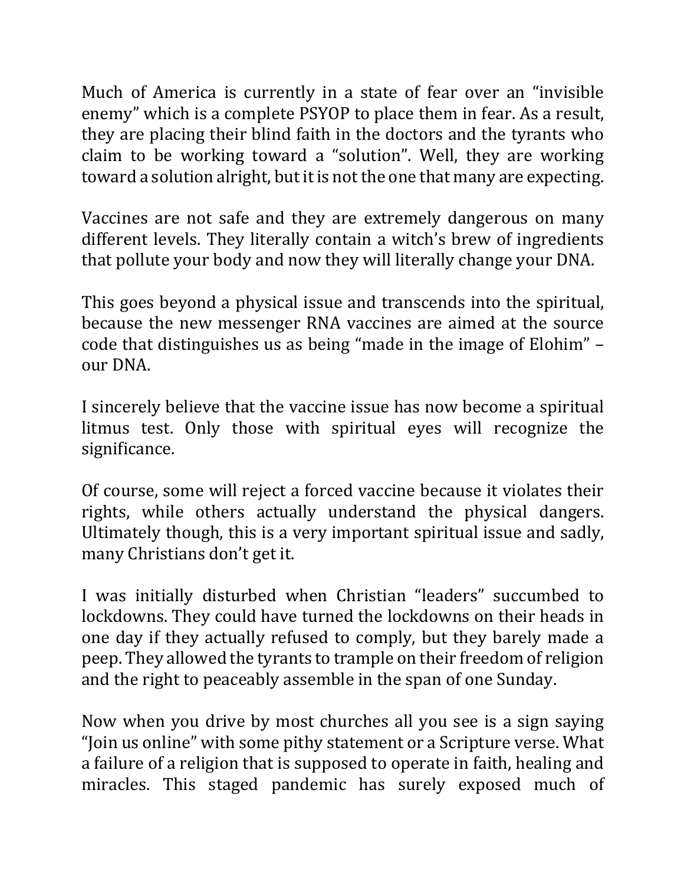Much of America is currently in a state of fear over an "invisible enemy" which is a complete PSYOP to place them in fear. As a result, they are placing their blind faith in the doctors and the tyrants who claim to be working toward a "solution". Well, they are working toward a solution alright, but it is not the one that many are expecting.

Vaccines are not safe and they are extremely dangerous on many different levels. They literally contain a witch's brew of ingredients that pollute your body and now they will literally change your DNA.

This goes beyond a physical issue and transcends into the spiritual, because the new messenger RNA vaccines are aimed at the source code that distinguishes us as being "made in the image of Elohim" – our DNA.

I sincerely believe that the vaccine issue has now become a spiritual litmus test. Only those with spiritual eyes will recognize the significance.

Of course, some will reject a forced vaccine because it violates their rights, while others actually understand the physical dangers. Ultimately though, this is a very important spiritual issue and sadly, many Christians don't get it.

I was initially disturbed when Christian "leaders" succumbed to lockdowns. They could have turned the lockdowns on their heads in one day if they actually refused to comply, but they barely made a peep. They allowed the tyrants to trample on their freedom of religion and the right to peaceably assemble in the span of one Sunday.

Now when you drive by most churches all you see is a sign saying "Join us online" with some pithy statement or a Scripture verse. What a failure of a religion that is supposed to operate in faith, healing and miracles. This staged pandemic has surely exposed much of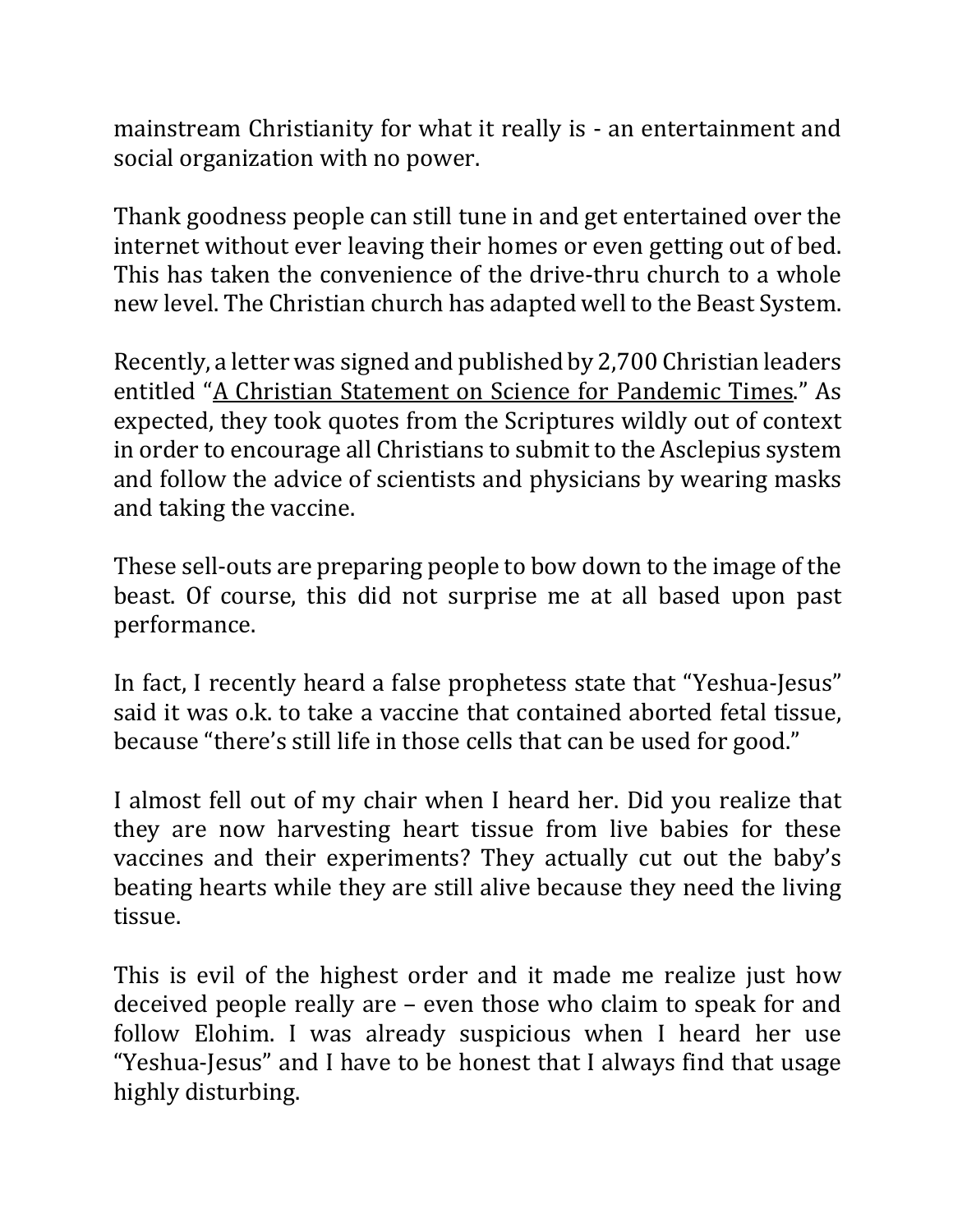mainstream Christianity for what it really is - an entertainment and social organization with no power.

Thank goodness people can still tune in and get entertained over the internet without ever leaving their homes or even getting out of bed. This has taken the convenience of the drive-thru church to a whole new level. The Christian church has adapted well to the Beast System.

Recently, a letter was signed and published by 2,700 Christian leaders entitled "A Christian Statement on Science for Pandemic Times." As expected, they took quotes from the Scriptures wildly out of context in order to encourage all Christians to submit to the Asclepius system and follow the advice of scientists and physicians by wearing masks and taking the vaccine.

These sell-outs are preparing people to bow down to the image of the beast. Of course, this did not surprise me at all based upon past performance.

In fact, I recently heard a false prophetess state that "Yeshua-Jesus" said it was o.k. to take a vaccine that contained aborted fetal tissue, because "there's still life in those cells that can be used for good."

I almost fell out of my chair when I heard her. Did you realize that they are now harvesting heart tissue from live babies for these vaccines and their experiments? They actually cut out the baby's beating hearts while they are still alive because they need the living tissue.

This is evil of the highest order and it made me realize just how deceived people really are – even those who claim to speak for and follow Elohim. I was already suspicious when I heard her use "Yeshua-Jesus" and I have to be honest that I always find that usage highly disturbing.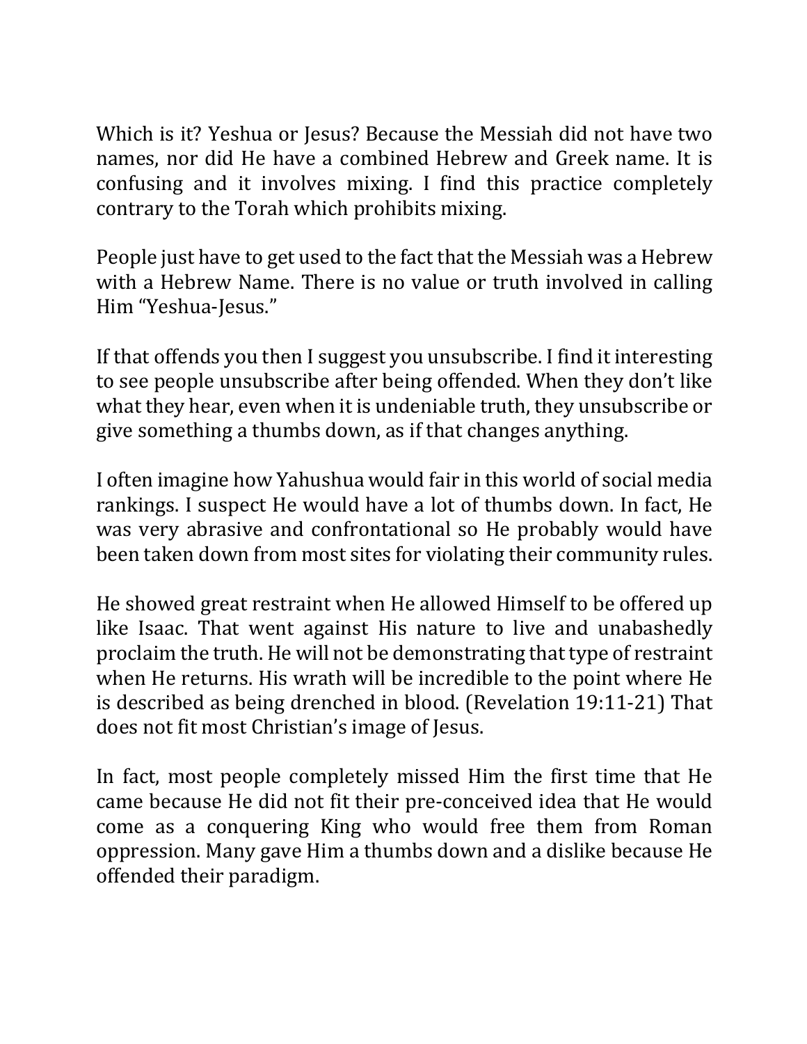Which is it? Yeshua or Jesus? Because the Messiah did not have two names, nor did He have a combined Hebrew and Greek name. It is confusing and it involves mixing. I find this practice completely contrary to the Torah which prohibits mixing.

People just have to get used to the fact that the Messiah was a Hebrew with a Hebrew Name. There is no value or truth involved in calling Him "Yeshua-Jesus."

If that offends you then I suggest you unsubscribe. I find it interesting to see people unsubscribe after being offended. When they don't like what they hear, even when it is undeniable truth, they unsubscribe or give something a thumbs down, as if that changes anything.

I often imagine how Yahushua would fair in this world of social media rankings. I suspect He would have a lot of thumbs down. In fact, He was very abrasive and confrontational so He probably would have been taken down from most sites for violating their community rules.

He showed great restraint when He allowed Himself to be offered up like Isaac. That went against His nature to live and unabashedly proclaim the truth. He will not be demonstrating that type of restraint when He returns. His wrath will be incredible to the point where He is described as being drenched in blood. (Revelation 19:11-21) That does not fit most Christian's image of Jesus.

In fact, most people completely missed Him the first time that He came because He did not fit their pre-conceived idea that He would come as a conquering King who would free them from Roman oppression. Many gave Him a thumbs down and a dislike because He offended their paradigm.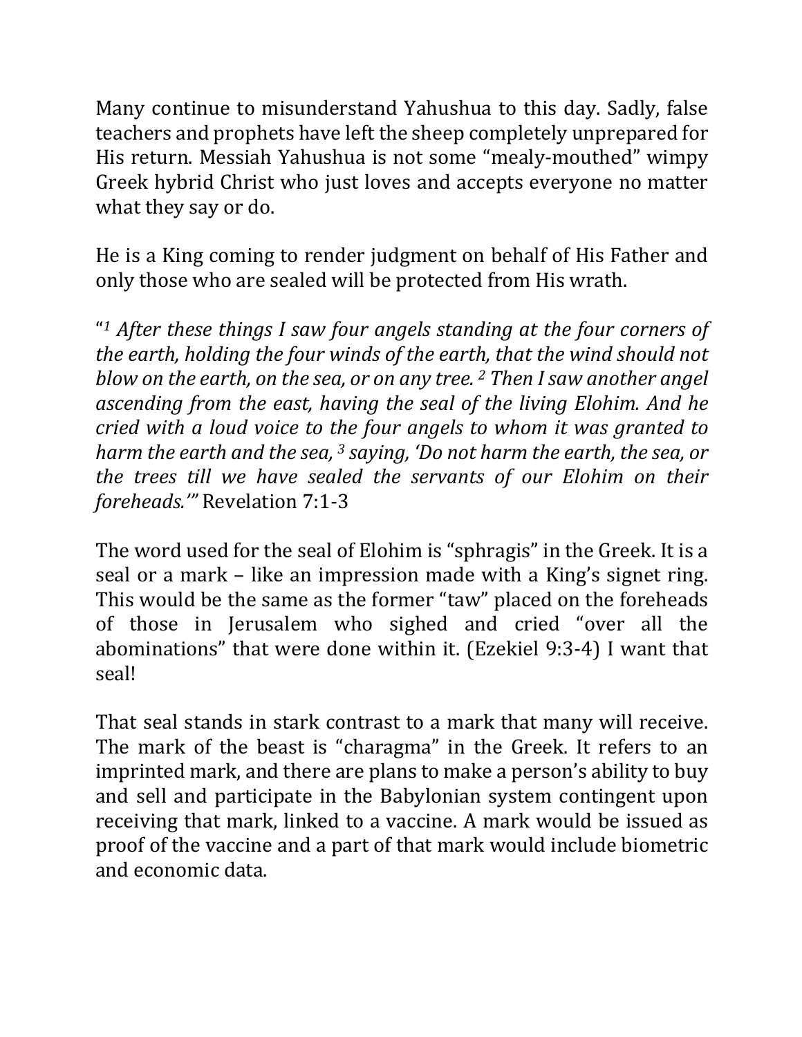Many continue to misunderstand Yahushua to this day. Sadly, false teachers and prophets have left the sheep completely unprepared for His return. Messiah Yahushua is not some "mealy-mouthed" wimpy Greek hybrid Christ who just loves and accepts everyone no matter what they say or do.

He is a King coming to render judgment on behalf of His Father and only those who are sealed will be protected from His wrath.

"[1] *After these things I saw four angels standing at the four corners of the earth, holding the four winds of the earth, that the wind should not blow on the earth, on the sea, or on any tree.* [2] *Then I saw another angel ascending from the east, having the seal of the living Elohim. And he cried with a loud voice to the four angels to whom it was granted to harm the earth and the sea,* [3] *saying, 'Do not harm the earth, the sea, or the trees till we have sealed the servants of our Elohim on their foreheads.'"* Revelation 7:1-3

The word used for the seal of Elohim is "sphragis" in the Greek. It is a seal or a mark – like an impression made with a King's signet ring. This would be the same as the former "taw" placed on the foreheads of those in Jerusalem who sighed and cried "over all the abominations" that were done within it. (Ezekiel 9:3-4) I want that seal!

That seal stands in stark contrast to a mark that many will receive. The mark of the beast is "charagma" in the Greek. It refers to an imprinted mark, and there are plans to make a person's ability to buy and sell and participate in the Babylonian system contingent upon receiving that mark, linked to a vaccine. A mark would be issued as proof of the vaccine and a part of that mark would include biometric and economic data.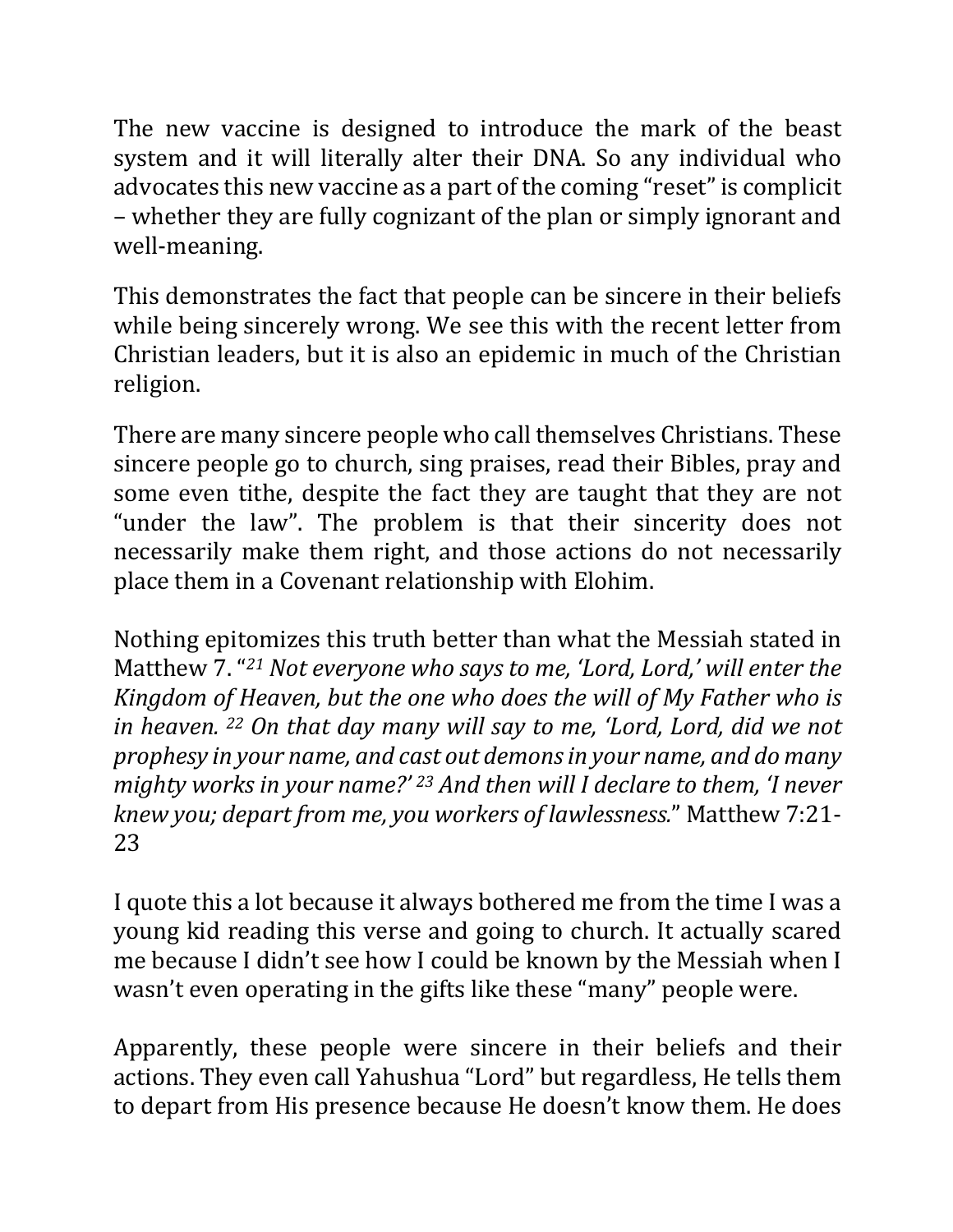The new vaccine is designed to introduce the mark of the beast system and it will literally alter their DNA. So any individual who advocates this new vaccine as a part of the coming "reset" is complicit – whether they are fully cognizant of the plan or simply ignorant and well-meaning.

This demonstrates the fact that people can be sincere in their beliefs while being sincerely wrong. We see this with the recent letter from Christian leaders, but it is also an epidemic in much of the Christian religion.

There are many sincere people who call themselves Christians. These sincere people go to church, sing praises, read their Bibles, pray and some even tithe, despite the fact they are taught that they are not "under the law". The problem is that their sincerity does not necessarily make them right, and those actions do not necessarily place them in a Covenant relationship with Elohim.

Nothing epitomizes this truth better than what the Messiah stated in Matthew 7. "*[21] Not everyone who says to me, 'Lord, Lord,' will enter the Kingdom of Heaven, but the one who does the will of My Father who is in heaven. [22] On that day many will say to me, 'Lord, Lord, did we not prophesy in your name, and cast out demons in your name, and do many mighty works in your name?' [23] And then will I declare to them, 'I never knew you; depart from me, you workers of lawlessness.*" Matthew 7:21-23

I quote this a lot because it always bothered me from the time I was a young kid reading this verse and going to church. It actually scared me because I didn't see how I could be known by the Messiah when I wasn't even operating in the gifts like these "many" people were.

Apparently, these people were sincere in their beliefs and their actions. They even call Yahushua "Lord" but regardless, He tells them to depart from His presence because He doesn't know them. He does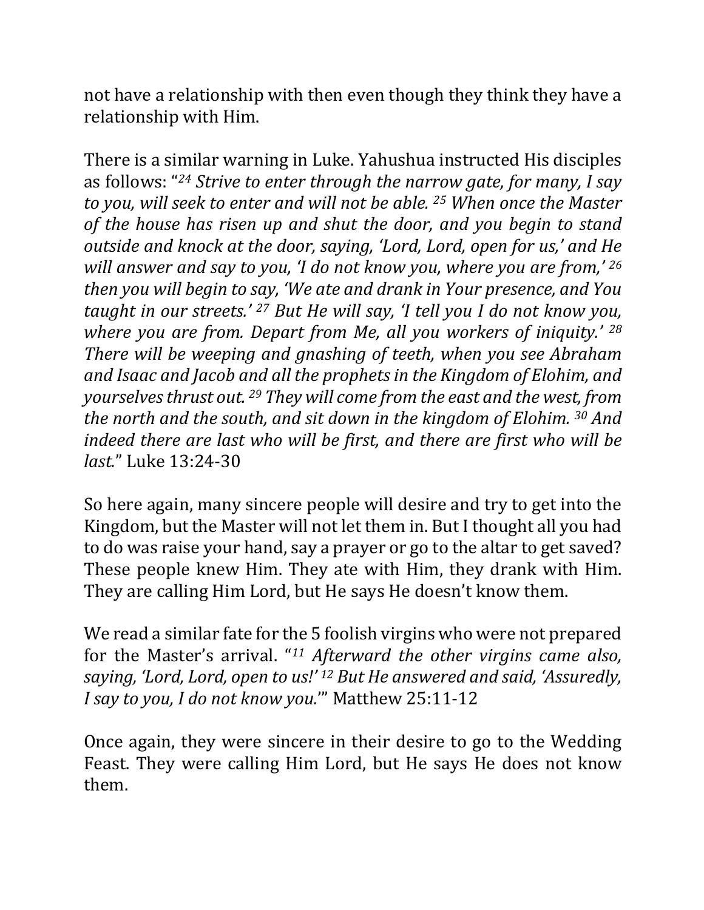not have a relationship with then even though they think they have a relationship with Him.

There is a similar warning in Luke. Yahushua instructed His disciples as follows: "*[24] Strive to enter through the narrow gate, for many, I say to you, will seek to enter and will not be able. [25] When once the Master of the house has risen up and shut the door, and you begin to stand outside and knock at the door, saying, 'Lord, Lord, open for us,' and He will answer and say to you, 'I do not know you, where you are from,' [26] then you will begin to say, 'We ate and drank in Your presence, and You taught in our streets.' [27] But He will say, 'I tell you I do not know you, where you are from. Depart from Me, all you workers of iniquity.' [28] There will be weeping and gnashing of teeth, when you see Abraham and Isaac and Jacob and all the prophets in the Kingdom of Elohim, and yourselves thrust out. [29] They will come from the east and the west, from the north and the south, and sit down in the kingdom of Elohim. [30] And indeed there are last who will be first, and there are first who will be last.*" Luke 13:24-30

So here again, many sincere people will desire and try to get into the Kingdom, but the Master will not let them in. But I thought all you had to do was raise your hand, say a prayer or go to the altar to get saved? These people knew Him. They ate with Him, they drank with Him. They are calling Him Lord, but He says He doesn't know them.

We read a similar fate for the 5 foolish virgins who were not prepared for the Master's arrival. "*[11] Afterward the other virgins came also, saying, 'Lord, Lord, open to us!' [12] But He answered and said, 'Assuredly, I say to you, I do not know you.'*" Matthew 25:11-12

Once again, they were sincere in their desire to go to the Wedding Feast. They were calling Him Lord, but He says He does not know them.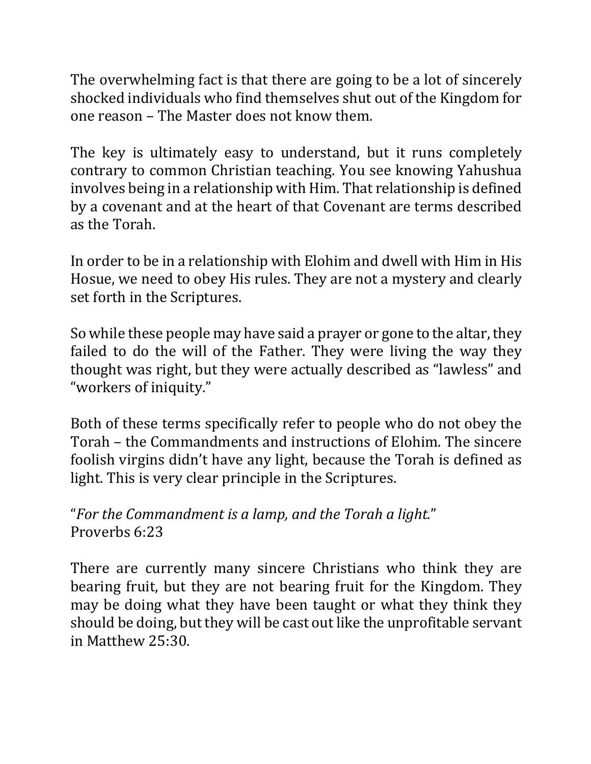The overwhelming fact is that there are going to be a lot of sincerely shocked individuals who find themselves shut out of the Kingdom for one reason – The Master does not know them.

The key is ultimately easy to understand, but it runs completely contrary to common Christian teaching. You see knowing Yahushua involves being in a relationship with Him. That relationship is defined by a covenant and at the heart of that Covenant are terms described as the Torah.

In order to be in a relationship with Elohim and dwell with Him in His Hosue, we need to obey His rules. They are not a mystery and clearly set forth in the Scriptures.

So while these people may have said a prayer or gone to the altar, they failed to do the will of the Father. They were living the way they thought was right, but they were actually described as "lawless" and "workers of iniquity."

Both of these terms specifically refer to people who do not obey the Torah – the Commandments and instructions of Elohim. The sincere foolish virgins didn't have any light, because the Torah is defined as light. This is very clear principle in the Scriptures.

"*For the Commandment is a lamp, and the Torah a light.*"
Proverbs 6:23

There are currently many sincere Christians who think they are bearing fruit, but they are not bearing fruit for the Kingdom. They may be doing what they have been taught or what they think they should be doing, but they will be cast out like the unprofitable servant in Matthew 25:30.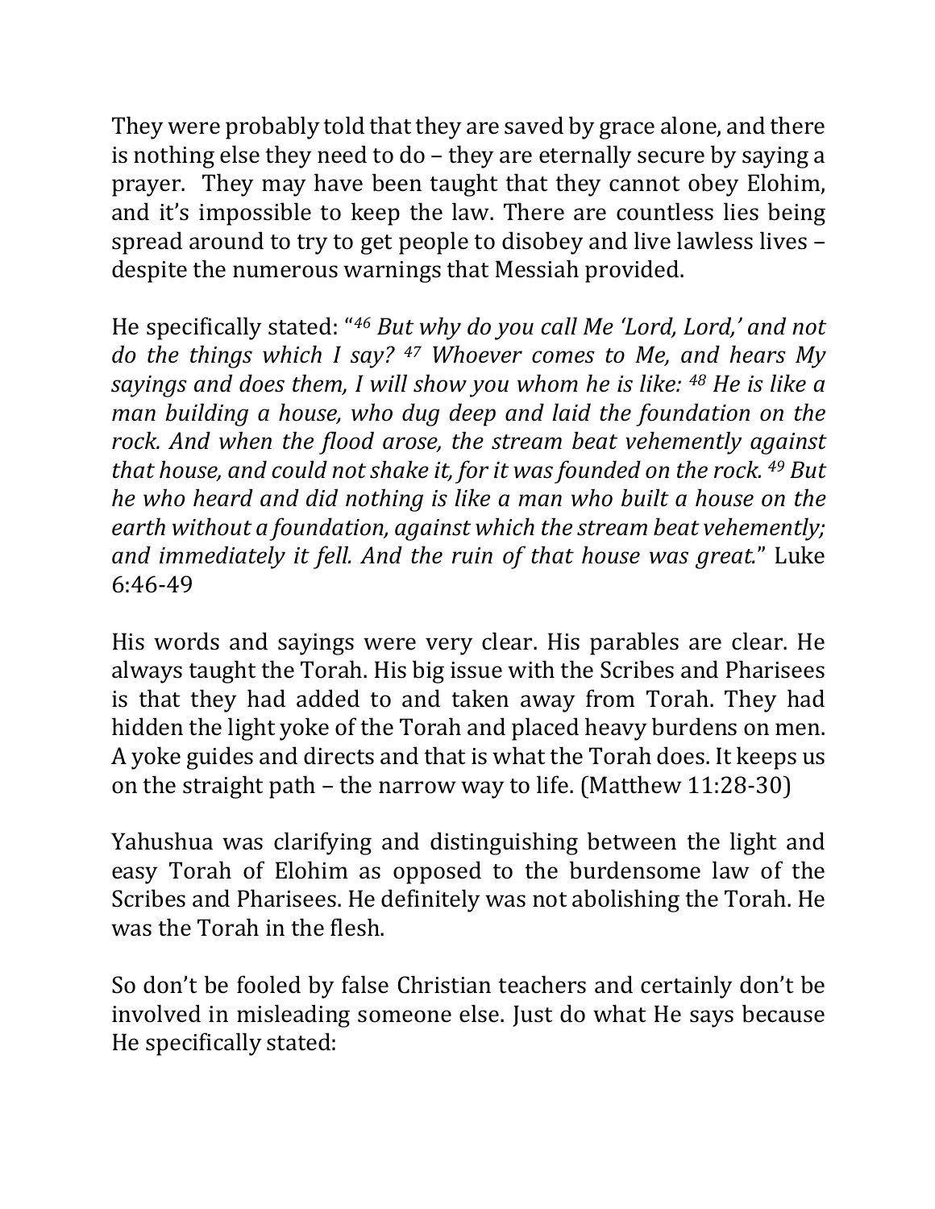They were probably told that they are saved by grace alone, and there is nothing else they need to do – they are eternally secure by saying a prayer. They may have been taught that they cannot obey Elohim, and it's impossible to keep the law. There are countless lies being spread around to try to get people to disobey and live lawless lives – despite the numerous warnings that Messiah provided.

He specifically stated: "[46] *But why do you call Me 'Lord, Lord,' and not do the things which I say?* [47] *Whoever comes to Me, and hears My sayings and does them, I will show you whom he is like:* [48] *He is like a man building a house, who dug deep and laid the foundation on the rock. And when the flood arose, the stream beat vehemently against that house, and could not shake it, for it was founded on the rock.* [49] *But he who heard and did nothing is like a man who built a house on the earth without a foundation, against which the stream beat vehemently; and immediately it fell. And the ruin of that house was great.*" Luke 6:46-49

His words and sayings were very clear. His parables are clear. He always taught the Torah. His big issue with the Scribes and Pharisees is that they had added to and taken away from Torah. They had hidden the light yoke of the Torah and placed heavy burdens on men. A yoke guides and directs and that is what the Torah does. It keeps us on the straight path – the narrow way to life. (Matthew 11:28-30)

Yahushua was clarifying and distinguishing between the light and easy Torah of Elohim as opposed to the burdensome law of the Scribes and Pharisees. He definitely was not abolishing the Torah. He was the Torah in the flesh.

So don't be fooled by false Christian teachers and certainly don't be involved in misleading someone else. Just do what He says because He specifically stated: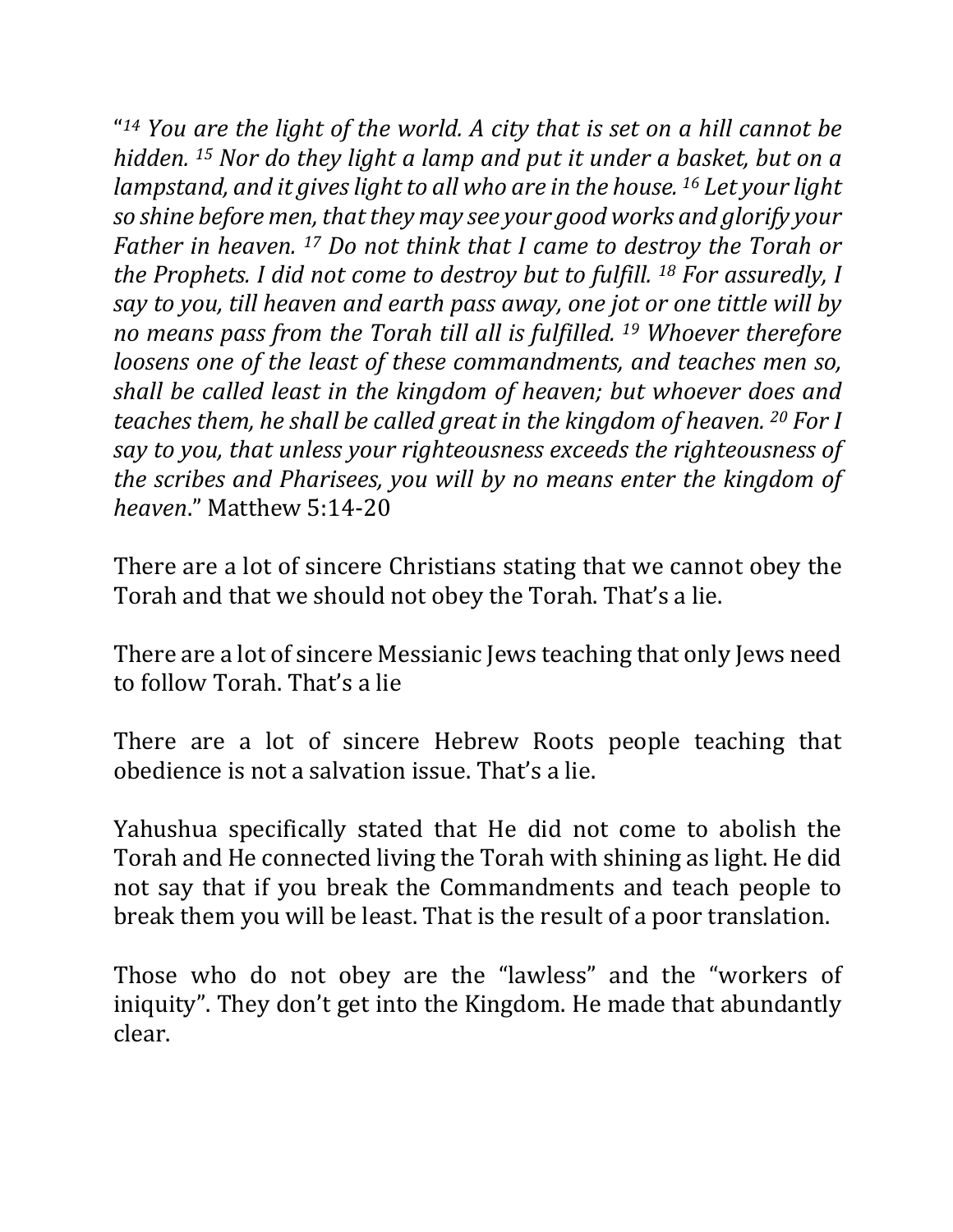"*[14] You are the light of the world. A city that is set on a hill cannot be hidden. [15] Nor do they light a lamp and put it under a basket, but on a lampstand, and it gives light to all who are in the house. [16] Let your light so shine before men, that they may see your good works and glorify your Father in heaven. [17] Do not think that I came to destroy the Torah or the Prophets. I did not come to destroy but to fulfill. [18] For assuredly, I say to you, till heaven and earth pass away, one jot or one tittle will by no means pass from the Torah till all is fulfilled. [19] Whoever therefore loosens one of the least of these commandments, and teaches men so, shall be called least in the kingdom of heaven; but whoever does and teaches them, he shall be called great in the kingdom of heaven. [20] For I say to you, that unless your righteousness exceeds the righteousness of the scribes and Pharisees, you will by no means enter the kingdom of heaven*." Matthew 5:14-20

There are a lot of sincere Christians stating that we cannot obey the Torah and that we should not obey the Torah. That's a lie.

There are a lot of sincere Messianic Jews teaching that only Jews need to follow Torah. That's a lie

There are a lot of sincere Hebrew Roots people teaching that obedience is not a salvation issue. That's a lie.

Yahushua specifically stated that He did not come to abolish the Torah and He connected living the Torah with shining as light. He did not say that if you break the Commandments and teach people to break them you will be least. That is the result of a poor translation.

Those who do not obey are the "lawless" and the "workers of iniquity". They don't get into the Kingdom. He made that abundantly clear.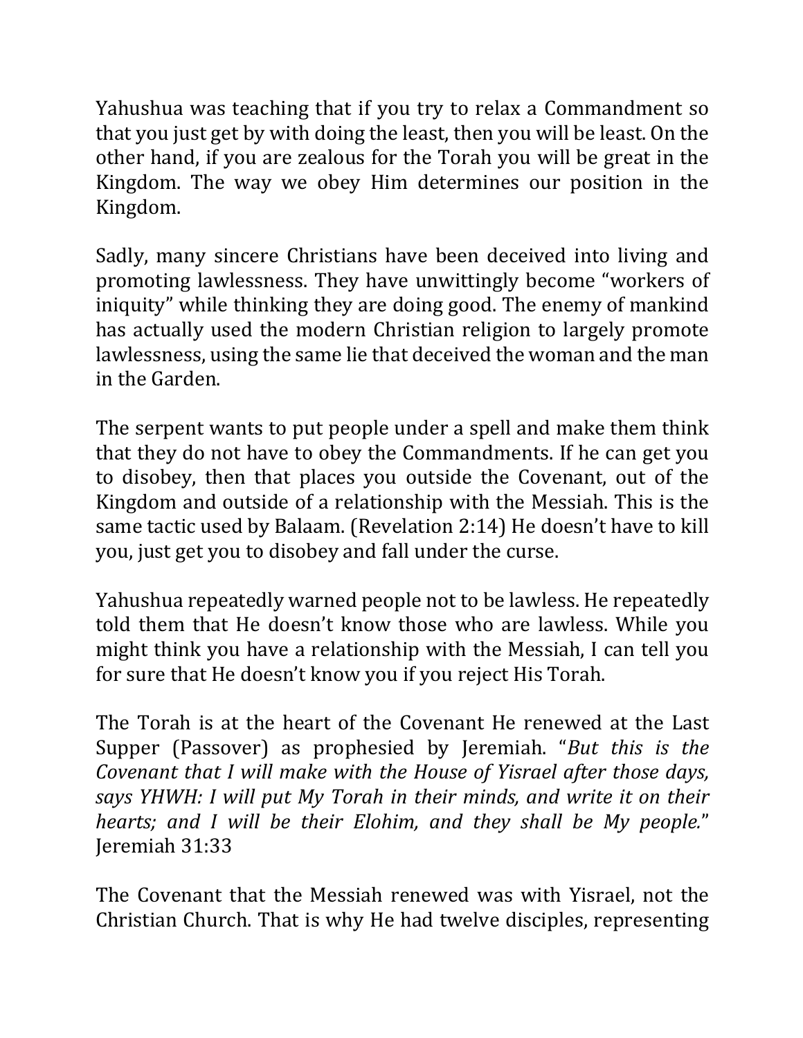Yahushua was teaching that if you try to relax a Commandment so that you just get by with doing the least, then you will be least. On the other hand, if you are zealous for the Torah you will be great in the Kingdom. The way we obey Him determines our position in the Kingdom.

Sadly, many sincere Christians have been deceived into living and promoting lawlessness. They have unwittingly become "workers of iniquity" while thinking they are doing good. The enemy of mankind has actually used the modern Christian religion to largely promote lawlessness, using the same lie that deceived the woman and the man in the Garden.

The serpent wants to put people under a spell and make them think that they do not have to obey the Commandments. If he can get you to disobey, then that places you outside the Covenant, out of the Kingdom and outside of a relationship with the Messiah. This is the same tactic used by Balaam. (Revelation 2:14) He doesn't have to kill you, just get you to disobey and fall under the curse.

Yahushua repeatedly warned people not to be lawless. He repeatedly told them that He doesn't know those who are lawless. While you might think you have a relationship with the Messiah, I can tell you for sure that He doesn't know you if you reject His Torah.

The Torah is at the heart of the Covenant He renewed at the Last Supper (Passover) as prophesied by Jeremiah. "*But this is the Covenant that I will make with the House of Yisrael after those days, says YHWH: I will put My Torah in their minds, and write it on their hearts; and I will be their Elohim, and they shall be My people.*" Jeremiah 31:33

The Covenant that the Messiah renewed was with Yisrael, not the Christian Church. That is why He had twelve disciples, representing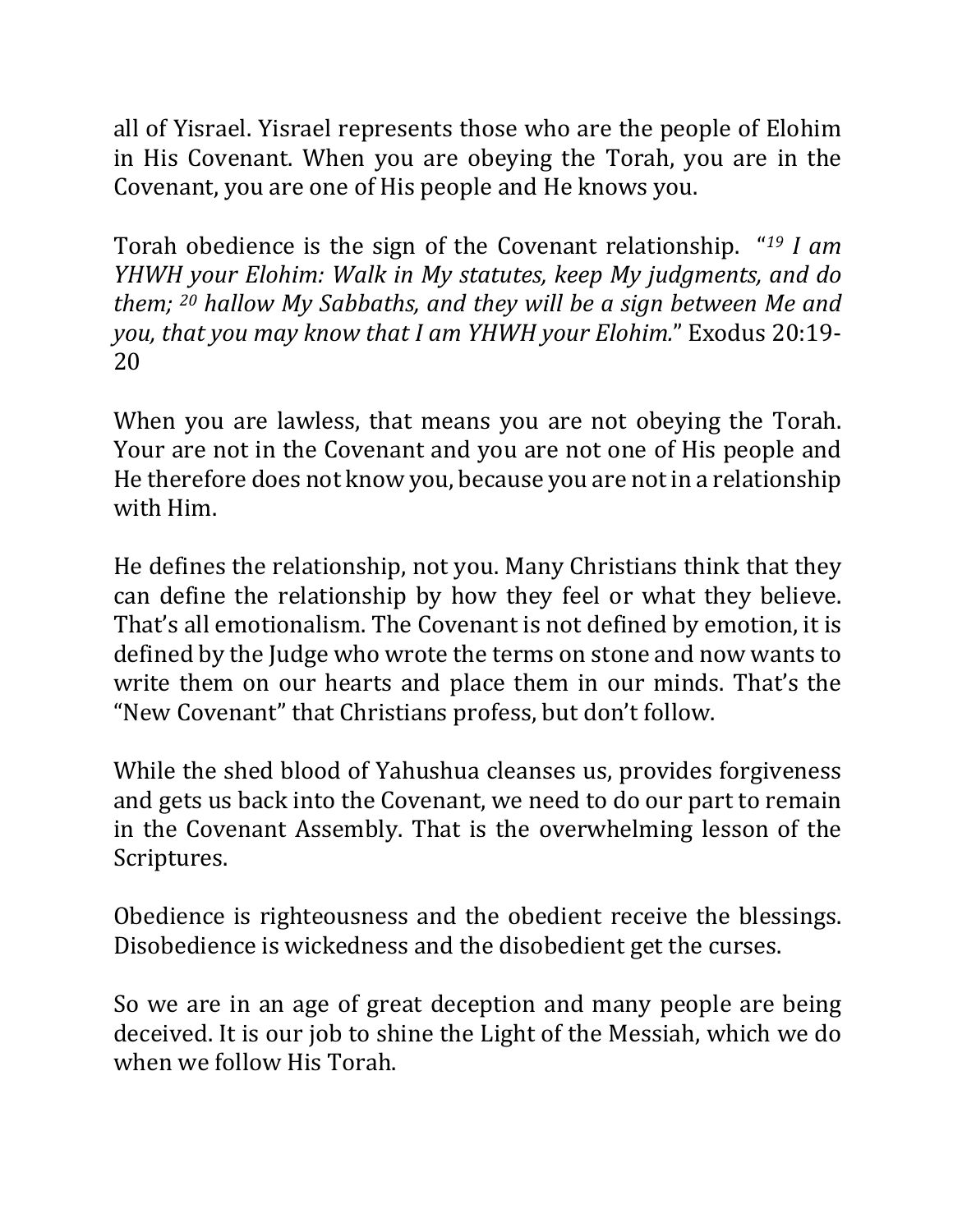all of Yisrael. Yisrael represents those who are the people of Elohim in His Covenant. When you are obeying the Torah, you are in the Covenant, you are one of His people and He knows you.

Torah obedience is the sign of the Covenant relationship. "[19] *I am YHWH your Elohim: Walk in My statutes, keep My judgments, and do them;* [20] *hallow My Sabbaths, and they will be a sign between Me and you, that you may know that I am YHWH your Elohim.*" Exodus 20:19-20

When you are lawless, that means you are not obeying the Torah. Your are not in the Covenant and you are not one of His people and He therefore does not know you, because you are not in a relationship with Him.

He defines the relationship, not you. Many Christians think that they can define the relationship by how they feel or what they believe. That's all emotionalism. The Covenant is not defined by emotion, it is defined by the Judge who wrote the terms on stone and now wants to write them on our hearts and place them in our minds. That's the "New Covenant" that Christians profess, but don't follow.

While the shed blood of Yahushua cleanses us, provides forgiveness and gets us back into the Covenant, we need to do our part to remain in the Covenant Assembly. That is the overwhelming lesson of the Scriptures.

Obedience is righteousness and the obedient receive the blessings. Disobedience is wickedness and the disobedient get the curses.

So we are in an age of great deception and many people are being deceived. It is our job to shine the Light of the Messiah, which we do when we follow His Torah.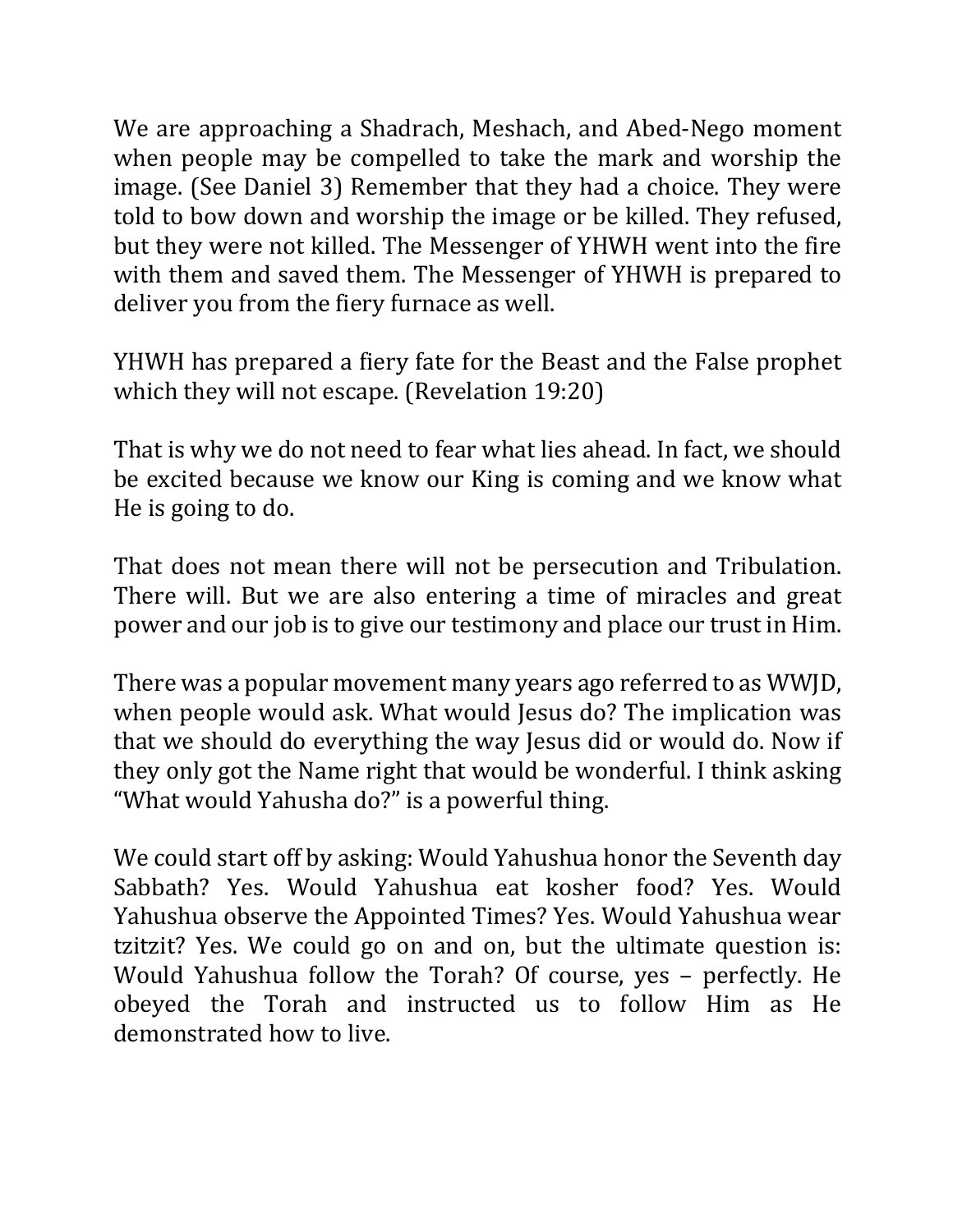We are approaching a Shadrach, Meshach, and Abed-Nego moment when people may be compelled to take the mark and worship the image. (See Daniel 3) Remember that they had a choice. They were told to bow down and worship the image or be killed. They refused, but they were not killed. The Messenger of YHWH went into the fire with them and saved them. The Messenger of YHWH is prepared to deliver you from the fiery furnace as well.

YHWH has prepared a fiery fate for the Beast and the False prophet which they will not escape. (Revelation 19:20)

That is why we do not need to fear what lies ahead. In fact, we should be excited because we know our King is coming and we know what He is going to do.

That does not mean there will not be persecution and Tribulation. There will. But we are also entering a time of miracles and great power and our job is to give our testimony and place our trust in Him.

There was a popular movement many years ago referred to as WWJD, when people would ask. What would Jesus do? The implication was that we should do everything the way Jesus did or would do. Now if they only got the Name right that would be wonderful. I think asking "What would Yahusha do?" is a powerful thing.

We could start off by asking: Would Yahushua honor the Seventh day Sabbath? Yes. Would Yahushua eat kosher food? Yes. Would Yahushua observe the Appointed Times? Yes. Would Yahushua wear tzitzit? Yes. We could go on and on, but the ultimate question is: Would Yahushua follow the Torah? Of course, yes – perfectly. He obeyed the Torah and instructed us to follow Him as He demonstrated how to live.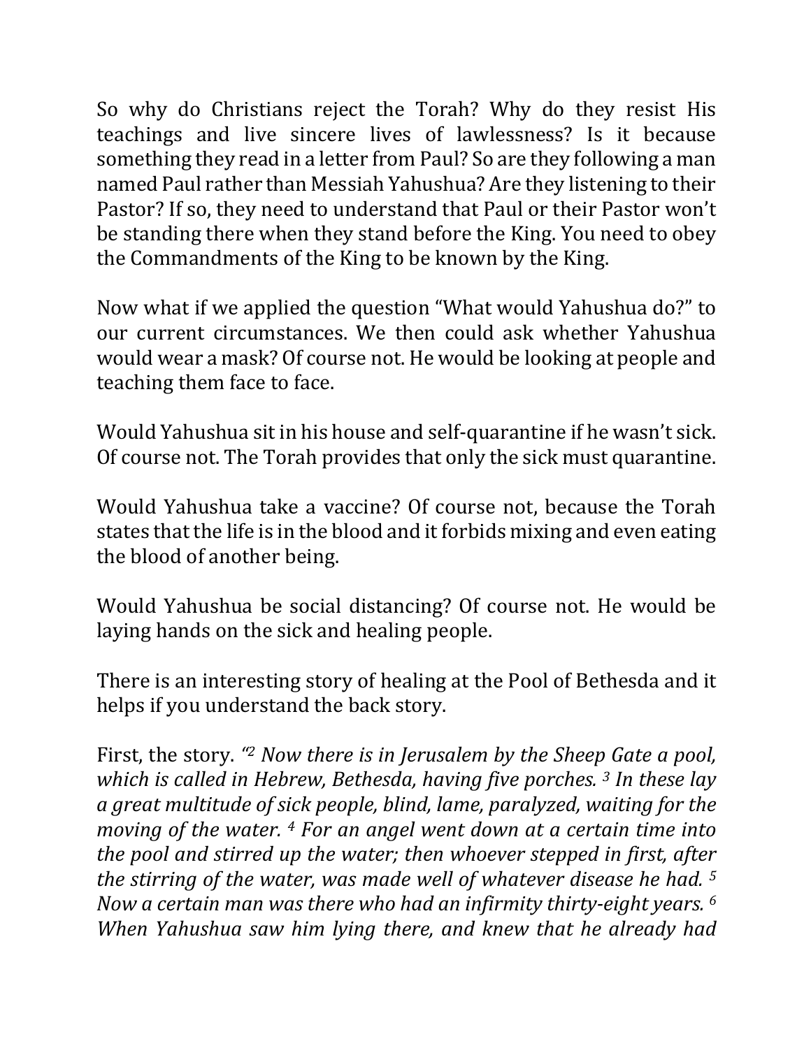So why do Christians reject the Torah? Why do they resist His teachings and live sincere lives of lawlessness? Is it because something they read in a letter from Paul? So are they following a man named Paul rather than Messiah Yahushua? Are they listening to their Pastor? If so, they need to understand that Paul or their Pastor won't be standing there when they stand before the King. You need to obey the Commandments of the King to be known by the King.

Now what if we applied the question "What would Yahushua do?" to our current circumstances. We then could ask whether Yahushua would wear a mask? Of course not. He would be looking at people and teaching them face to face.

Would Yahushua sit in his house and self-quarantine if he wasn't sick. Of course not. The Torah provides that only the sick must quarantine.

Would Yahushua take a vaccine? Of course not, because the Torah states that the life is in the blood and it forbids mixing and even eating the blood of another being.

Would Yahushua be social distancing? Of course not. He would be laying hands on the sick and healing people.

There is an interesting story of healing at the Pool of Bethesda and it helps if you understand the back story.

First, the story. *"2 Now there is in Jerusalem by the Sheep Gate a pool, which is called in Hebrew, Bethesda, having five porches. 3 In these lay a great multitude of sick people, blind, lame, paralyzed, waiting for the moving of the water. 4 For an angel went down at a certain time into the pool and stirred up the water; then whoever stepped in first, after the stirring of the water, was made well of whatever disease he had. 5 Now a certain man was there who had an infirmity thirty-eight years. 6 When Yahushua saw him lying there, and knew that he already had*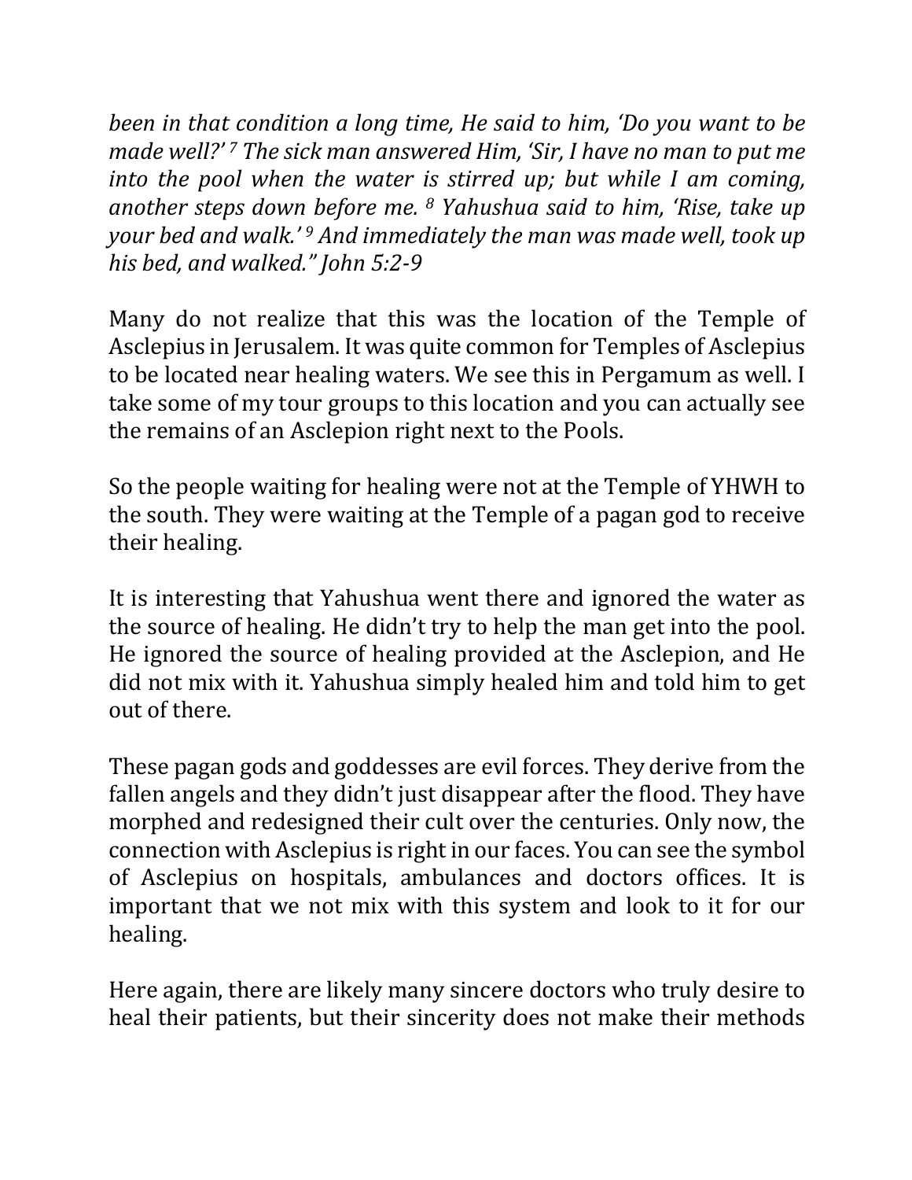*been in that condition a long time, He said to him, 'Do you want to be made well?' [7] The sick man answered Him, 'Sir, I have no man to put me into the pool when the water is stirred up; but while I am coming, another steps down before me. [8] Yahushua said to him, 'Rise, take up your bed and walk.' [9] And immediately the man was made well, took up his bed, and walked." John 5:2-9*

Many do not realize that this was the location of the Temple of Asclepius in Jerusalem. It was quite common for Temples of Asclepius to be located near healing waters. We see this in Pergamum as well. I take some of my tour groups to this location and you can actually see the remains of an Asclepion right next to the Pools.

So the people waiting for healing were not at the Temple of YHWH to the south. They were waiting at the Temple of a pagan god to receive their healing.

It is interesting that Yahushua went there and ignored the water as the source of healing. He didn't try to help the man get into the pool. He ignored the source of healing provided at the Asclepion, and He did not mix with it. Yahushua simply healed him and told him to get out of there.

These pagan gods and goddesses are evil forces. They derive from the fallen angels and they didn't just disappear after the flood. They have morphed and redesigned their cult over the centuries. Only now, the connection with Asclepius is right in our faces. You can see the symbol of Asclepius on hospitals, ambulances and doctors offices. It is important that we not mix with this system and look to it for our healing.

Here again, there are likely many sincere doctors who truly desire to heal their patients, but their sincerity does not make their methods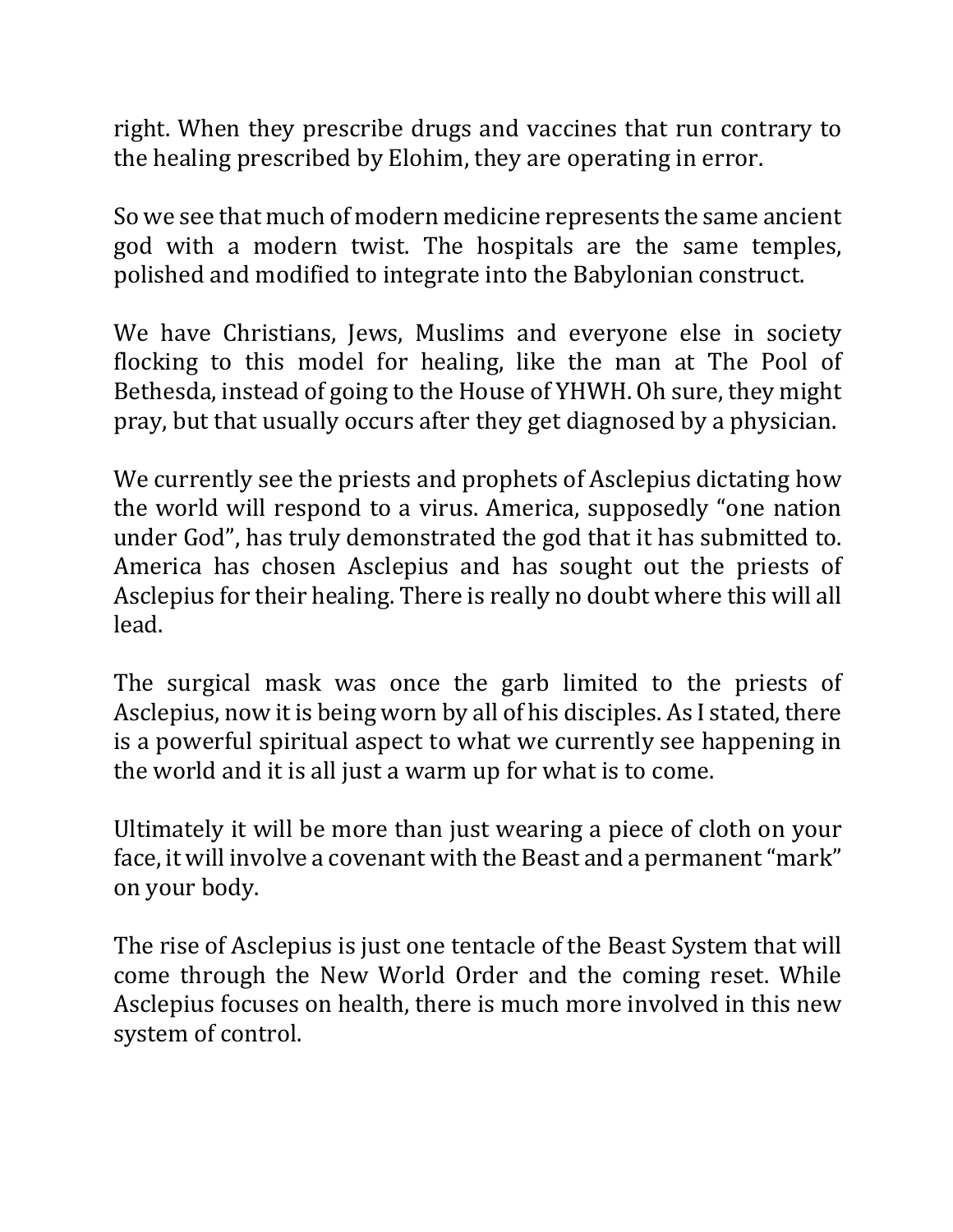right. When they prescribe drugs and vaccines that run contrary to the healing prescribed by Elohim, they are operating in error.

So we see that much of modern medicine represents the same ancient god with a modern twist. The hospitals are the same temples, polished and modified to integrate into the Babylonian construct.

We have Christians, Jews, Muslims and everyone else in society flocking to this model for healing, like the man at The Pool of Bethesda, instead of going to the House of YHWH. Oh sure, they might pray, but that usually occurs after they get diagnosed by a physician.

We currently see the priests and prophets of Asclepius dictating how the world will respond to a virus. America, supposedly "one nation under God", has truly demonstrated the god that it has submitted to. America has chosen Asclepius and has sought out the priests of Asclepius for their healing. There is really no doubt where this will all lead.

The surgical mask was once the garb limited to the priests of Asclepius, now it is being worn by all of his disciples. As I stated, there is a powerful spiritual aspect to what we currently see happening in the world and it is all just a warm up for what is to come.

Ultimately it will be more than just wearing a piece of cloth on your face, it will involve a covenant with the Beast and a permanent "mark" on your body.

The rise of Asclepius is just one tentacle of the Beast System that will come through the New World Order and the coming reset. While Asclepius focuses on health, there is much more involved in this new system of control.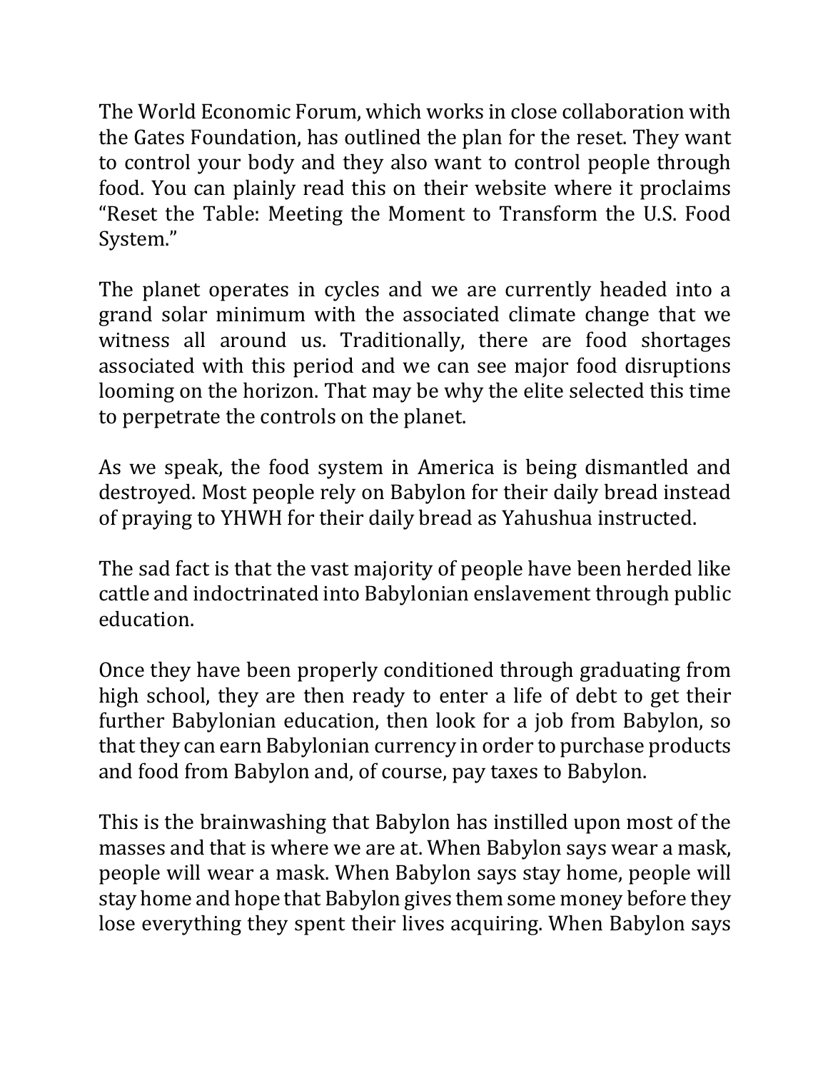The World Economic Forum, which works in close collaboration with the Gates Foundation, has outlined the plan for the reset. They want to control your body and they also want to control people through food. You can plainly read this on their website where it proclaims "Reset the Table: Meeting the Moment to Transform the U.S. Food System."

The planet operates in cycles and we are currently headed into a grand solar minimum with the associated climate change that we witness all around us. Traditionally, there are food shortages associated with this period and we can see major food disruptions looming on the horizon. That may be why the elite selected this time to perpetrate the controls on the planet.

As we speak, the food system in America is being dismantled and destroyed. Most people rely on Babylon for their daily bread instead of praying to YHWH for their daily bread as Yahushua instructed.

The sad fact is that the vast majority of people have been herded like cattle and indoctrinated into Babylonian enslavement through public education.

Once they have been properly conditioned through graduating from high school, they are then ready to enter a life of debt to get their further Babylonian education, then look for a job from Babylon, so that they can earn Babylonian currency in order to purchase products and food from Babylon and, of course, pay taxes to Babylon.

This is the brainwashing that Babylon has instilled upon most of the masses and that is where we are at. When Babylon says wear a mask, people will wear a mask. When Babylon says stay home, people will stay home and hope that Babylon gives them some money before they lose everything they spent their lives acquiring. When Babylon says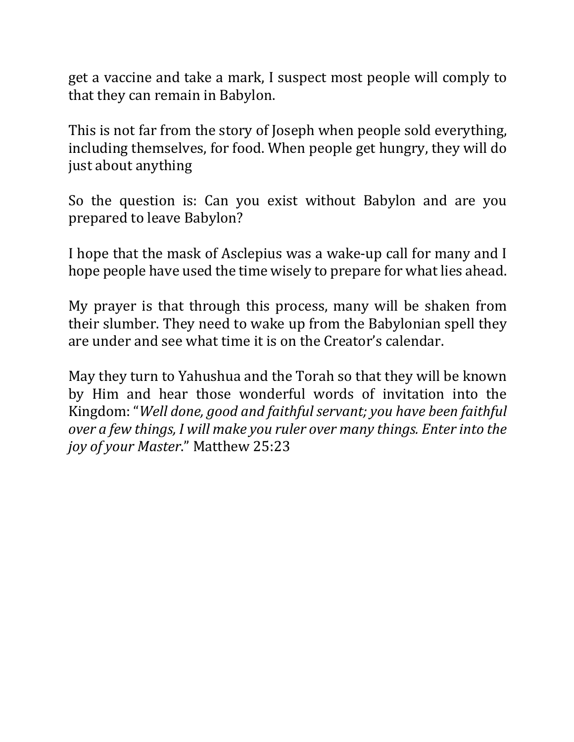get a vaccine and take a mark, I suspect most people will comply to that they can remain in Babylon.

This is not far from the story of Joseph when people sold everything, including themselves, for food. When people get hungry, they will do just about anything

So the question is: Can you exist without Babylon and are you prepared to leave Babylon?

I hope that the mask of Asclepius was a wake-up call for many and I hope people have used the time wisely to prepare for what lies ahead.

My prayer is that through this process, many will be shaken from their slumber. They need to wake up from the Babylonian spell they are under and see what time it is on the Creator's calendar.

May they turn to Yahushua and the Torah so that they will be known by Him and hear those wonderful words of invitation into the Kingdom: "*Well done, good and faithful servant; you have been faithful over a few things, I will make you ruler over many things. Enter into the joy of your Master*." Matthew 25:23